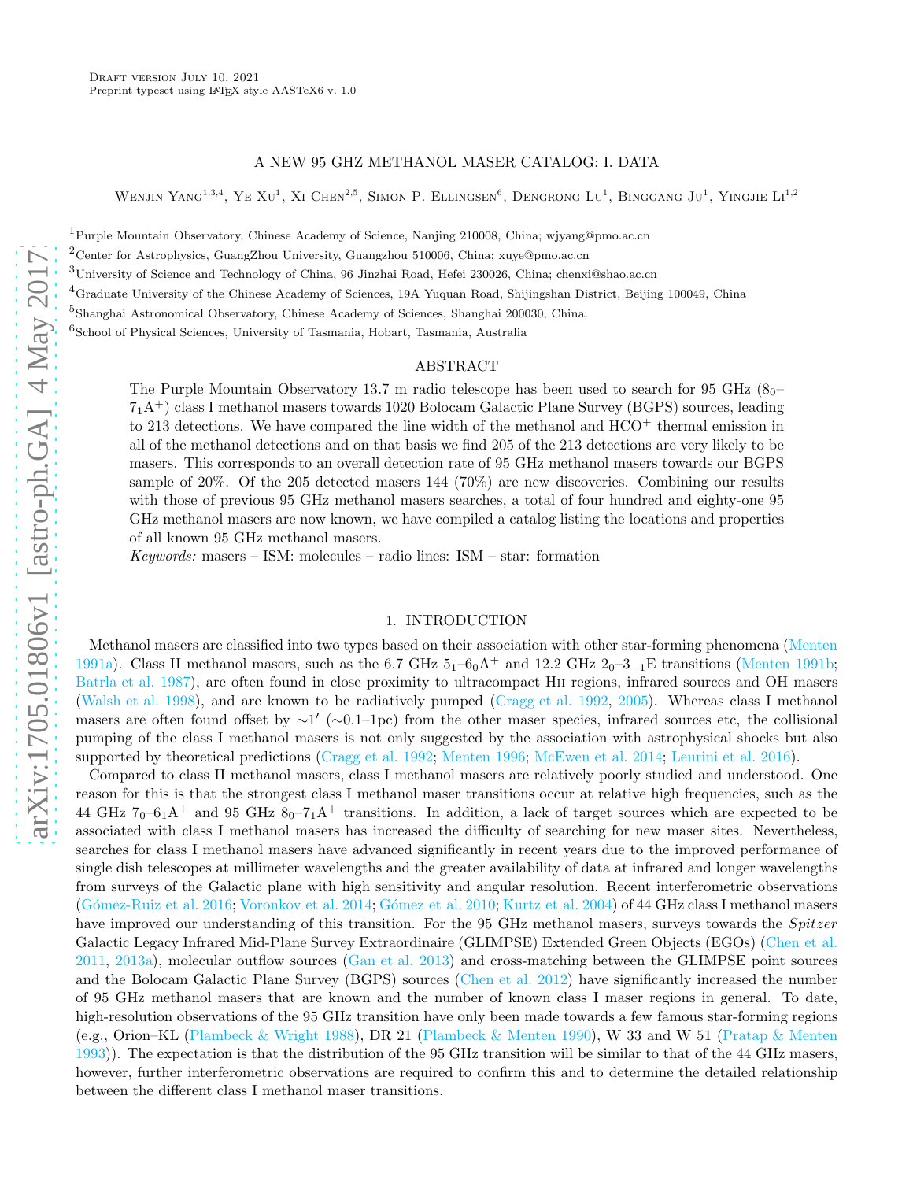# A NEW 95 GHZ METHANOL MASER CATALOG: I. DATA

Wenjin Yang[1,3,4], Ye Xu[1], Xi Chen[2,5], Simon P. Ellingsen[6], Dengrong Lu[1], Binggang Ju[1], Yingjie Li[1,2]

[1]Purple Mountain Observatory, Chinese Academy of Science, Nanjing 210008, China; wjyang@pmo.ac.cn

[2]Center for Astrophysics, GuangZhou University, Guangzhou 510006, China; xuye@pmo.ac.cn

[3]University of Science and Technology of China, 96 Jinzhai Road, Hefei 230026, China; chenxi@shao.ac.cn

[4]Graduate University of the Chinese Academy of Sciences, 19A Yuquan Road, Shijingshan District, Beijing 100049, China

[5]Shanghai Astronomical Observatory, Chinese Academy of Sciences, Shanghai 200030, China.

[6]School of Physical Sciences, University of Tasmania, Hobart, Tasmania, Australia

## ABSTRACT

The Purple Mountain Observatory 13.7 m radio telescope has been used to search for 95 GHz ($8_0$–$7_1$A$^+$) class I methanol masers towards 1020 Bolocam Galactic Plane Survey (BGPS) sources, leading to 213 detections. We have compared the line width of the methanol and HCO$^+$ thermal emission in all of the methanol detections and on that basis we find 205 of the 213 detections are very likely to be masers. This corresponds to an overall detection rate of 95 GHz methanol masers towards our BGPS sample of 20%. Of the 205 detected masers 144 (70%) are new discoveries. Combining our results with those of previous 95 GHz methanol masers searches, a total of four hundred and eighty-one 95 GHz methanol masers are now known, we have compiled a catalog listing the locations and properties of all known 95 GHz methanol masers.

*Keywords:* masers – ISM: molecules – radio lines: ISM – star: formation

## 1. INTRODUCTION

Methanol masers are classified into two types based on their association with other star-forming phenomena (Menten 1991a). Class II methanol masers, such as the 6.7 GHz $5_1$–$6_0$A$^+$ and 12.2 GHz $2_0$–$3_{-1}$E transitions (Menten 1991b; Batrla et al. 1987), are often found in close proximity to ultracompact Hii regions, infrared sources and OH masers (Walsh et al. 1998), and are known to be radiatively pumped (Cragg et al. 1992, 2005). Whereas class I methanol masers are often found offset by $\sim$1′ ($\sim$0.1–1pc) from the other maser species, infrared sources etc, the collisional pumping of the class I methanol masers is not only suggested by the association with astrophysical shocks but also supported by theoretical predictions (Cragg et al. 1992; Menten 1996; McEwen et al. 2014; Leurini et al. 2016).

Compared to class II methanol masers, class I methanol masers are relatively poorly studied and understood. One reason for this is that the strongest class I methanol maser transitions occur at relative high frequencies, such as the 44 GHz $7_0$–$6_1$A$^+$ and 95 GHz $8_0$–$7_1$A$^+$ transitions. In addition, a lack of target sources which are expected to be associated with class I methanol masers has increased the difficulty of searching for new maser sites. Nevertheless, searches for class I methanol masers have advanced significantly in recent years due to the improved performance of single dish telescopes at millimeter wavelengths and the greater availability of data at infrared and longer wavelengths from surveys of the Galactic plane with high sensitivity and angular resolution. Recent interferometric observations (Gómez-Ruiz et al. 2016; Voronkov et al. 2014; Gómez et al. 2010; Kurtz et al. 2004) of 44 GHz class I methanol masers have improved our understanding of this transition. For the 95 GHz methanol masers, surveys towards the *Spitzer* Galactic Legacy Infrared Mid-Plane Survey Extraordinaire (GLIMPSE) Extended Green Objects (EGOs) (Chen et al. 2011, 2013a), molecular outflow sources (Gan et al. 2013) and cross-matching between the GLIMPSE point sources and the Bolocam Galactic Plane Survey (BGPS) sources (Chen et al. 2012) have significantly increased the number of 95 GHz methanol masers that are known and the number of known class I maser regions in general. To date, high-resolution observations of the 95 GHz transition have only been made towards a few famous star-forming regions (e.g., Orion–KL (Plambeck & Wright 1988), DR 21 (Plambeck & Menten 1990), W 33 and W 51 (Pratap & Menten 1993)). The expectation is that the distribution of the 95 GHz transition will be similar to that of the 44 GHz masers, however, further interferometric observations are required to confirm this and to determine the detailed relationship between the different class I methanol maser transitions.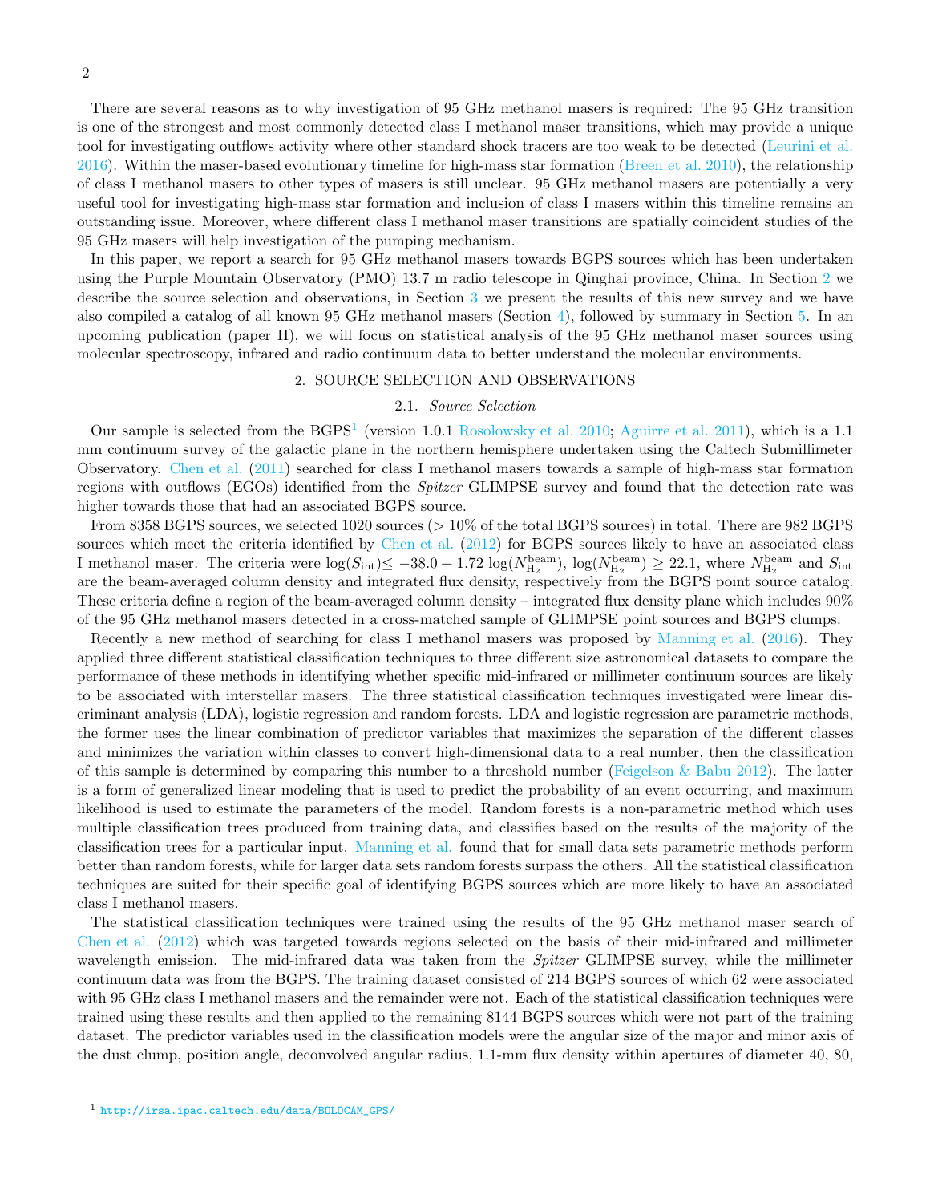There are several reasons as to why investigation of 95 GHz methanol masers is required: The 95 GHz transition is one of the strongest and most commonly detected class I methanol maser transitions, which may provide a unique tool for investigating outflows activity where other standard shock tracers are too weak to be detected (Leurini et al. 2016). Within the maser-based evolutionary timeline for high-mass star formation (Breen et al. 2010), the relationship of class I methanol masers to other types of masers is still unclear. 95 GHz methanol masers are potentially a very useful tool for investigating high-mass star formation and inclusion of class I masers within this timeline remains an outstanding issue. Moreover, where different class I methanol maser transitions are spatially coincident studies of the 95 GHz masers will help investigation of the pumping mechanism.

In this paper, we report a search for 95 GHz methanol masers towards BGPS sources which has been undertaken using the Purple Mountain Observatory (PMO) 13.7 m radio telescope in Qinghai province, China. In Section 2 we describe the source selection and observations, in Section 3 we present the results of this new survey and we have also compiled a catalog of all known 95 GHz methanol masers (Section 4), followed by summary in Section 5. In an upcoming publication (paper II), we will focus on statistical analysis of the 95 GHz methanol maser sources using molecular spectroscopy, infrared and radio continuum data to better understand the molecular environments.

## 2. SOURCE SELECTION AND OBSERVATIONS

### 2.1. *Source Selection*

Our sample is selected from the BGPS[1] (version 1.0.1 Rosolowsky et al. 2010; Aguirre et al. 2011), which is a 1.1 mm continuum survey of the galactic plane in the northern hemisphere undertaken using the Caltech Submillimeter Observatory. Chen et al. (2011) searched for class I methanol masers towards a sample of high-mass star formation regions with outflows (EGOs) identified from the *Spitzer* GLIMPSE survey and found that the detection rate was higher towards those that had an associated BGPS source.

From 8358 BGPS sources, we selected 1020 sources ($>10\%$ of the total BGPS sources) in total. There are 982 BGPS sources which meet the criteria identified by Chen et al. (2012) for BGPS sources likely to have an associated class I methanol maser. The criteria were $\log(S_{\rm int}) \leq -38.0 + 1.72 \log(N^{\rm beam}_{\rm H_2})$, $\log(N^{\rm beam}_{\rm H_2}) \geq 22.1$, where $N^{\rm beam}_{\rm H_2}$ and $S_{\rm int}$ are the beam-averaged column density and integrated flux density, respectively from the BGPS point source catalog. These criteria define a region of the beam-averaged column density – integrated flux density plane which includes 90% of the 95 GHz methanol masers detected in a cross-matched sample of GLIMPSE point sources and BGPS clumps.

Recently a new method of searching for class I methanol masers was proposed by Manning et al. (2016). They applied three different statistical classification techniques to three different size astronomical datasets to compare the performance of these methods in identifying whether specific mid-infrared or millimeter continuum sources are likely to be associated with interstellar masers. The three statistical classification techniques investigated were linear discriminant analysis (LDA), logistic regression and random forests. LDA and logistic regression are parametric methods, the former uses the linear combination of predictor variables that maximizes the separation of the different classes and minimizes the variation within classes to convert high-dimensional data to a real number, then the classification of this sample is determined by comparing this number to a threshold number (Feigelson & Babu 2012). The latter is a form of generalized linear modeling that is used to predict the probability of an event occurring, and maximum likelihood is used to estimate the parameters of the model. Random forests is a non-parametric method which uses multiple classification trees produced from training data, and classifies based on the results of the majority of the classification trees for a particular input. Manning et al. found that for small data sets parametric methods perform better than random forests, while for larger data sets random forests surpass the others. All the statistical classification techniques are suited for their specific goal of identifying BGPS sources which are more likely to have an associated class I methanol masers.

The statistical classification techniques were trained using the results of the 95 GHz methanol maser search of Chen et al. (2012) which was targeted towards regions selected on the basis of their mid-infrared and millimeter wavelength emission. The mid-infrared data was taken from the *Spitzer* GLIMPSE survey, while the millimeter continuum data was from the BGPS. The training dataset consisted of 214 BGPS sources of which 62 were associated with 95 GHz class I methanol masers and the remainder were not. Each of the statistical classification techniques were trained using these results and then applied to the remaining 8144 BGPS sources which were not part of the training dataset. The predictor variables used in the classification models were the angular size of the major and minor axis of the dust clump, position angle, deconvolved angular radius, 1.1-mm flux density within apertures of diameter 40, 80,

[1] http://irsa.ipac.caltech.edu/data/BOLOCAM_GPS/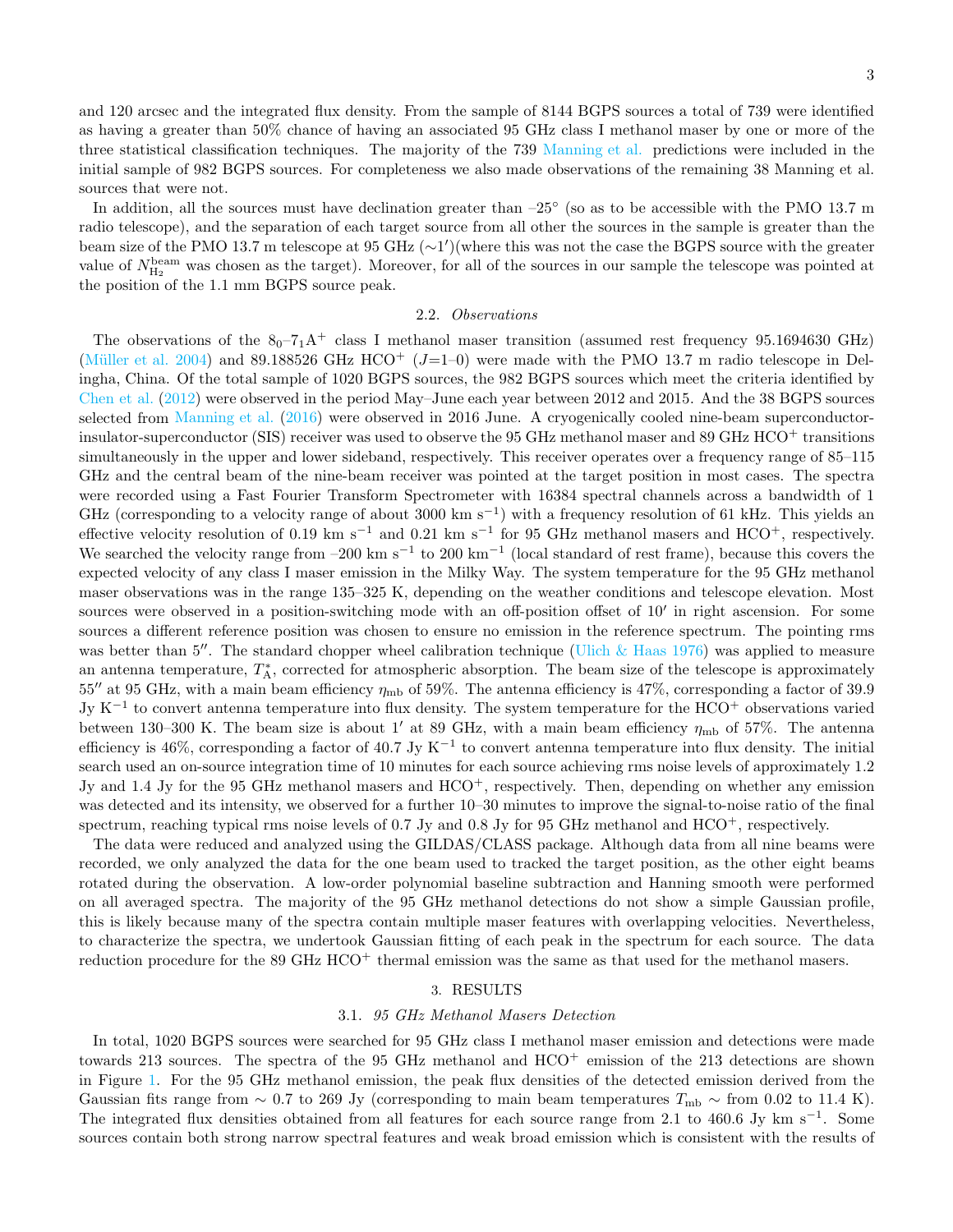and 120 arcsec and the integrated flux density. From the sample of 8144 BGPS sources a total of 739 were identified as having a greater than 50% chance of having an associated 95 GHz class I methanol maser by one or more of the three statistical classification techniques. The majority of the 739 Manning et al. predictions were included in the initial sample of 982 BGPS sources. For completeness we also made observations of the remaining 38 Manning et al. sources that were not.

In addition, all the sources must have declination greater than –25° (so as to be accessible with the PMO 13.7 m radio telescope), and the separation of each target source from all other the sources in the sample is greater than the beam size of the PMO 13.7 m telescope at 95 GHz (∼1′)(where this was not the case the BGPS source with the greater value of $N_{\rm H_2}^{\rm beam}$ was chosen as the target). Moreover, for all of the sources in our sample the telescope was pointed at the position of the 1.1 mm BGPS source peak.

### 2.2. *Observations*

The observations of the $8_0$–$7_1$A$^+$ class I methanol maser transition (assumed rest frequency 95.1694630 GHz) (Müller et al. 2004) and 89.188526 GHz HCO$^+$ ($J$=1–0) were made with the PMO 13.7 m radio telescope in Delingha, China. Of the total sample of 1020 BGPS sources, the 982 BGPS sources which meet the criteria identified by Chen et al. (2012) were observed in the period May–June each year between 2012 and 2015. And the 38 BGPS sources selected from Manning et al. (2016) were observed in 2016 June. A cryogenically cooled nine-beam superconductor-insulator-superconductor (SIS) receiver was used to observe the 95 GHz methanol maser and 89 GHz HCO$^+$ transitions simultaneously in the upper and lower sideband, respectively. This receiver operates over a frequency range of 85–115 GHz and the central beam of the nine-beam receiver was pointed at the target position in most cases. The spectra were recorded using a Fast Fourier Transform Spectrometer with 16384 spectral channels across a bandwidth of 1 GHz (corresponding to a velocity range of about 3000 km s$^{-1}$) with a frequency resolution of 61 kHz. This yields an effective velocity resolution of 0.19 km s$^{-1}$ and 0.21 km s$^{-1}$ for 95 GHz methanol masers and HCO$^+$, respectively. We searched the velocity range from –200 km s$^{-1}$ to 200 km$^{-1}$ (local standard of rest frame), because this covers the expected velocity of any class I maser emission in the Milky Way. The system temperature for the 95 GHz methanol maser observations was in the range 135–325 K, depending on the weather conditions and telescope elevation. Most sources were observed in a position-switching mode with an off-position offset of 10′ in right ascension. For some sources a different reference position was chosen to ensure no emission in the reference spectrum. The pointing rms was better than 5′′. The standard chopper wheel calibration technique (Ulich & Haas 1976) was applied to measure an antenna temperature, $T_{\rm A}^*$, corrected for atmospheric absorption. The beam size of the telescope is approximately 55′′ at 95 GHz, with a main beam efficiency $\eta_{\rm mb}$ of 59%. The antenna efficiency is 47%, corresponding a factor of 39.9 Jy K$^{-1}$ to convert antenna temperature into flux density. The system temperature for the HCO$^+$ observations varied between 130–300 K. The beam size is about 1′ at 89 GHz, with a main beam efficiency $\eta_{\rm mb}$ of 57%. The antenna efficiency is 46%, corresponding a factor of 40.7 Jy K$^{-1}$ to convert antenna temperature into flux density. The initial search used an on-source integration time of 10 minutes for each source achieving rms noise levels of approximately 1.2 Jy and 1.4 Jy for the 95 GHz methanol masers and HCO$^+$, respectively. Then, depending on whether any emission was detected and its intensity, we observed for a further 10–30 minutes to improve the signal-to-noise ratio of the final spectrum, reaching typical rms noise levels of 0.7 Jy and 0.8 Jy for 95 GHz methanol and HCO$^+$, respectively.

The data were reduced and analyzed using the GILDAS/CLASS package. Although data from all nine beams were recorded, we only analyzed the data for the one beam used to tracked the target position, as the other eight beams rotated during the observation. A low-order polynomial baseline subtraction and Hanning smooth were performed on all averaged spectra. The majority of the 95 GHz methanol detections do not show a simple Gaussian profile, this is likely because many of the spectra contain multiple maser features with overlapping velocities. Nevertheless, to characterize the spectra, we undertook Gaussian fitting of each peak in the spectrum for each source. The data reduction procedure for the 89 GHz HCO$^+$ thermal emission was the same as that used for the methanol masers.

## 3. RESULTS

### 3.1. *95 GHz Methanol Masers Detection*

In total, 1020 BGPS sources were searched for 95 GHz class I methanol maser emission and detections were made towards 213 sources. The spectra of the 95 GHz methanol and HCO$^+$ emission of the 213 detections are shown in Figure 1. For the 95 GHz methanol emission, the peak flux densities of the detected emission derived from the Gaussian fits range from ∼ 0.7 to 269 Jy (corresponding to main beam temperatures $T_{\rm mb}$ ∼ from 0.02 to 11.4 K). The integrated flux densities obtained from all features for each source range from 2.1 to 460.6 Jy km s$^{-1}$. Some sources contain both strong narrow spectral features and weak broad emission which is consistent with the results of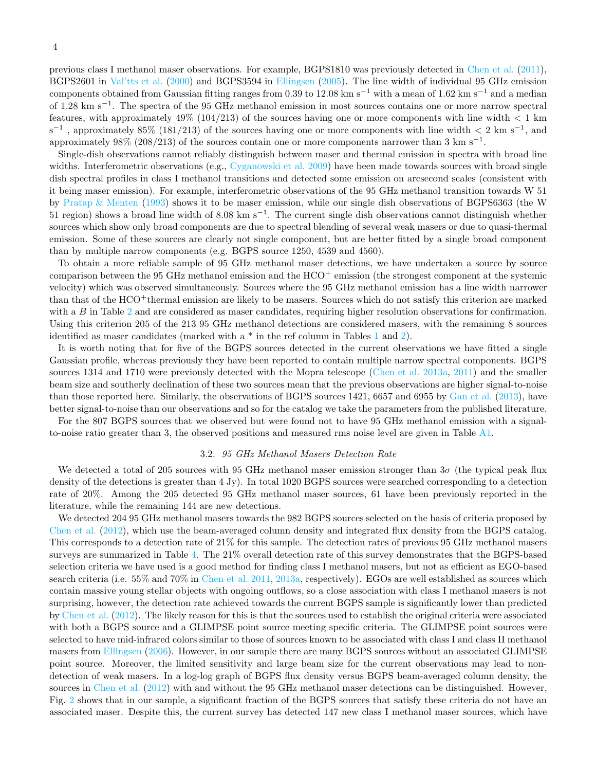previous class I methanol maser observations. For example, BGPS1810 was previously detected in Chen et al. (2011), BGPS2601 in Val'tts et al. (2000) and BGPS3594 in Ellingsen (2005). The line width of individual 95 GHz emission components obtained from Gaussian fitting ranges from 0.39 to 12.08 km s$^{-1}$ with a mean of 1.62 km s$^{-1}$ and a median of 1.28 km s$^{-1}$. The spectra of the 95 GHz methanol emission in most sources contains one or more narrow spectral features, with approximately 49% (104/213) of the sources having one or more components with line width $< 1$ km s$^{-1}$ , approximately 85% (181/213) of the sources having one or more components with line width $< 2$ km s$^{-1}$, and approximately 98% (208/213) of the sources contain one or more components narrower than 3 km s$^{-1}$.

Single-dish observations cannot reliably distinguish between maser and thermal emission in spectra with broad line widths. Interferometric observations (e.g., Cyganowski et al. 2009) have been made towards sources with broad single dish spectral profiles in class I methanol transitions and detected some emission on arcsecond scales (consistent with it being maser emission). For example, interferometric observations of the 95 GHz methanol transition towards W 51 by Pratap & Menten (1993) shows it to be maser emission, while our single dish observations of BGPS6363 (the W 51 region) shows a broad line width of 8.08 km s$^{-1}$. The current single dish observations cannot distinguish whether sources which show only broad components are due to spectral blending of several weak masers or due to quasi-thermal emission. Some of these sources are clearly not single component, but are better fitted by a single broad component than by multiple narrow components (e.g. BGPS source 1250, 4539 and 4560).

To obtain a more reliable sample of 95 GHz methanol maser detections, we have undertaken a source by source comparison between the 95 GHz methanol emission and the $HCO^+$ emission (the strongest component at the systemic velocity) which was observed simultaneously. Sources where the 95 GHz methanol emission has a line width narrower than that of the $HCO^+$thermal emission are likely to be masers. Sources which do not satisfy this criterion are marked with a *B* in Table 2 and are considered as maser candidates, requiring higher resolution observations for confirmation. Using this criterion 205 of the 213 95 GHz methanol detections are considered masers, with the remaining 8 sources identified as maser candidates (marked with a * in the ref column in Tables 1 and 2).

It is worth noting that for five of the BGPS sources detected in the current observations we have fitted a single Gaussian profile, whereas previously they have been reported to contain multiple narrow spectral components. BGPS sources 1314 and 1710 were previously detected with the Mopra telescope (Chen et al. 2013a, 2011) and the smaller beam size and southerly declination of these two sources mean that the previous observations are higher signal-to-noise than those reported here. Similarly, the observations of BGPS sources 1421, 6657 and 6955 by Gan et al. (2013), have better signal-to-noise than our observations and so for the catalog we take the parameters from the published literature.

For the 807 BGPS sources that we observed but were found not to have 95 GHz methanol emission with a signal-to-noise ratio greater than 3, the observed positions and measured rms noise level are given in Table A1.

### 3.2. *95 GHz Methanol Masers Detection Rate*

We detected a total of 205 sources with 95 GHz methanol maser emission stronger than $3\sigma$ (the typical peak flux density of the detections is greater than 4 Jy). In total 1020 BGPS sources were searched corresponding to a detection rate of 20%. Among the 205 detected 95 GHz methanol maser sources, 61 have been previously reported in the literature, while the remaining 144 are new detections.

We detected 204 95 GHz methanol masers towards the 982 BGPS sources selected on the basis of criteria proposed by Chen et al. (2012), which use the beam-averaged column density and integrated flux density from the BGPS catalog. This corresponds to a detection rate of 21% for this sample. The detection rates of previous 95 GHz methanol masers surveys are summarized in Table 4. The 21% overall detection rate of this survey demonstrates that the BGPS-based selection criteria we have used is a good method for finding class I methanol masers, but not as efficient as EGO-based search criteria (i.e. 55% and 70% in Chen et al. 2011, 2013a, respectively). EGOs are well established as sources which contain massive young stellar objects with ongoing outflows, so a close association with class I methanol masers is not surprising, however, the detection rate achieved towards the current BGPS sample is significantly lower than predicted by Chen et al. (2012). The likely reason for this is that the sources used to establish the original criteria were associated with both a BGPS source and a GLIMPSE point source meeting specific criteria. The GLIMPSE point sources were selected to have mid-infrared colors similar to those of sources known to be associated with class I and class II methanol masers from Ellingsen (2006). However, in our sample there are many BGPS sources without an associated GLIMPSE point source. Moreover, the limited sensitivity and large beam size for the current observations may lead to non-detection of weak masers. In a log-log graph of BGPS flux density versus BGPS beam-averaged column density, the sources in Chen et al. (2012) with and without the 95 GHz methanol maser detections can be distinguished. However, Fig. 2 shows that in our sample, a significant fraction of the BGPS sources that satisfy these criteria do not have an associated maser. Despite this, the current survey has detected 147 new class I methanol maser sources, which have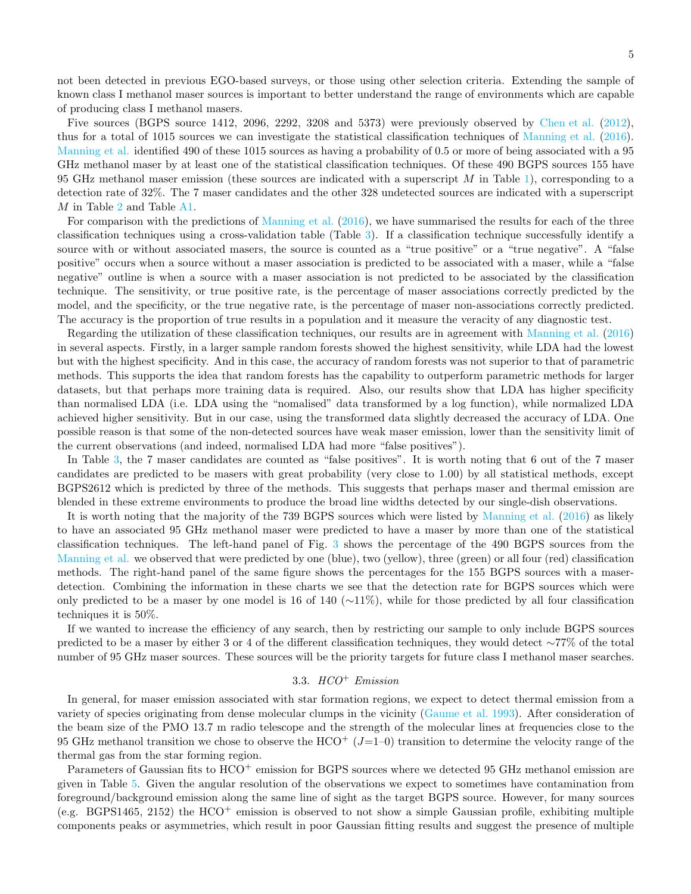not been detected in previous EGO-based surveys, or those using other selection criteria. Extending the sample of known class I methanol maser sources is important to better understand the range of environments which are capable of producing class I methanol masers.

Five sources (BGPS source 1412, 2096, 2292, 3208 and 5373) were previously observed by Chen et al. (2012), thus for a total of 1015 sources we can investigate the statistical classification techniques of Manning et al. (2016). Manning et al. identified 490 of these 1015 sources as having a probability of 0.5 or more of being associated with a 95 GHz methanol maser by at least one of the statistical classification techniques. Of these 490 BGPS sources 155 have 95 GHz methanol maser emission (these sources are indicated with a superscript $M$ in Table 1), corresponding to a detection rate of 32%. The 7 maser candidates and the other 328 undetected sources are indicated with a superscript $M$ in Table 2 and Table A1.

For comparison with the predictions of Manning et al. (2016), we have summarised the results for each of the three classification techniques using a cross-validation table (Table 3). If a classification technique successfully identify a source with or without associated masers, the source is counted as a "true positive" or a "true negative". A "false positive" occurs when a source without a maser association is predicted to be associated with a maser, while a "false negative" outline is when a source with a maser association is not predicted to be associated by the classification technique. The sensitivity, or true positive rate, is the percentage of maser associations correctly predicted by the model, and the specificity, or the true negative rate, is the percentage of maser non-associations correctly predicted. The accuracy is the proportion of true results in a population and it measure the veracity of any diagnostic test.

Regarding the utilization of these classification techniques, our results are in agreement with Manning et al. (2016) in several aspects. Firstly, in a larger sample random forests showed the highest sensitivity, while LDA had the lowest but with the highest specificity. And in this case, the accuracy of random forests was not superior to that of parametric methods. This supports the idea that random forests has the capability to outperform parametric methods for larger datasets, but that perhaps more training data is required. Also, our results show that LDA has higher specificity than normalised LDA (i.e. LDA using the "nomalised" data transformed by a log function), while normalized LDA achieved higher sensitivity. But in our case, using the transformed data slightly decreased the accuracy of LDA. One possible reason is that some of the non-detected sources have weak maser emission, lower than the sensitivity limit of the current observations (and indeed, normalised LDA had more "false positives").

In Table 3, the 7 maser candidates are counted as "false positives". It is worth noting that 6 out of the 7 maser candidates are predicted to be masers with great probability (very close to 1.00) by all statistical methods, except BGPS2612 which is predicted by three of the methods. This suggests that perhaps maser and thermal emission are blended in these extreme environments to produce the broad line widths detected by our single-dish observations.

It is worth noting that the majority of the 739 BGPS sources which were listed by Manning et al. (2016) as likely to have an associated 95 GHz methanol maser were predicted to have a maser by more than one of the statistical classification techniques. The left-hand panel of Fig. 3 shows the percentage of the 490 BGPS sources from the Manning et al. we observed that were predicted by one (blue), two (yellow), three (green) or all four (red) classification methods. The right-hand panel of the same figure shows the percentages for the 155 BGPS sources with a maser-detection. Combining the information in these charts we see that the detection rate for BGPS sources which were only predicted to be a maser by one model is 16 of 140 ($\sim$11%), while for those predicted by all four classification techniques it is 50%.

If we wanted to increase the efficiency of any search, then by restricting our sample to only include BGPS sources predicted to be a maser by either 3 or 4 of the different classification techniques, they would detect $\sim$77% of the total number of 95 GHz maser sources. These sources will be the priority targets for future class I methanol maser searches.

### 3.3. *HCO$^+$ Emission*

In general, for maser emission associated with star formation regions, we expect to detect thermal emission from a variety of species originating from dense molecular clumps in the vicinity (Gaume et al. 1993). After consideration of the beam size of the PMO 13.7 m radio telescope and the strength of the molecular lines at frequencies close to the 95 GHz methanol transition we chose to observe the HCO$^+$ ($J$=1–0) transition to determine the velocity range of the thermal gas from the star forming region.

Parameters of Gaussian fits to HCO$^+$ emission for BGPS sources where we detected 95 GHz methanol emission are given in Table 5. Given the angular resolution of the observations we expect to sometimes have contamination from foreground/background emission along the same line of sight as the target BGPS source. However, for many sources (e.g. BGPS1465, 2152) the HCO$^+$ emission is observed to not show a simple Gaussian profile, exhibiting multiple components peaks or asymmetries, which result in poor Gaussian fitting results and suggest the presence of multiple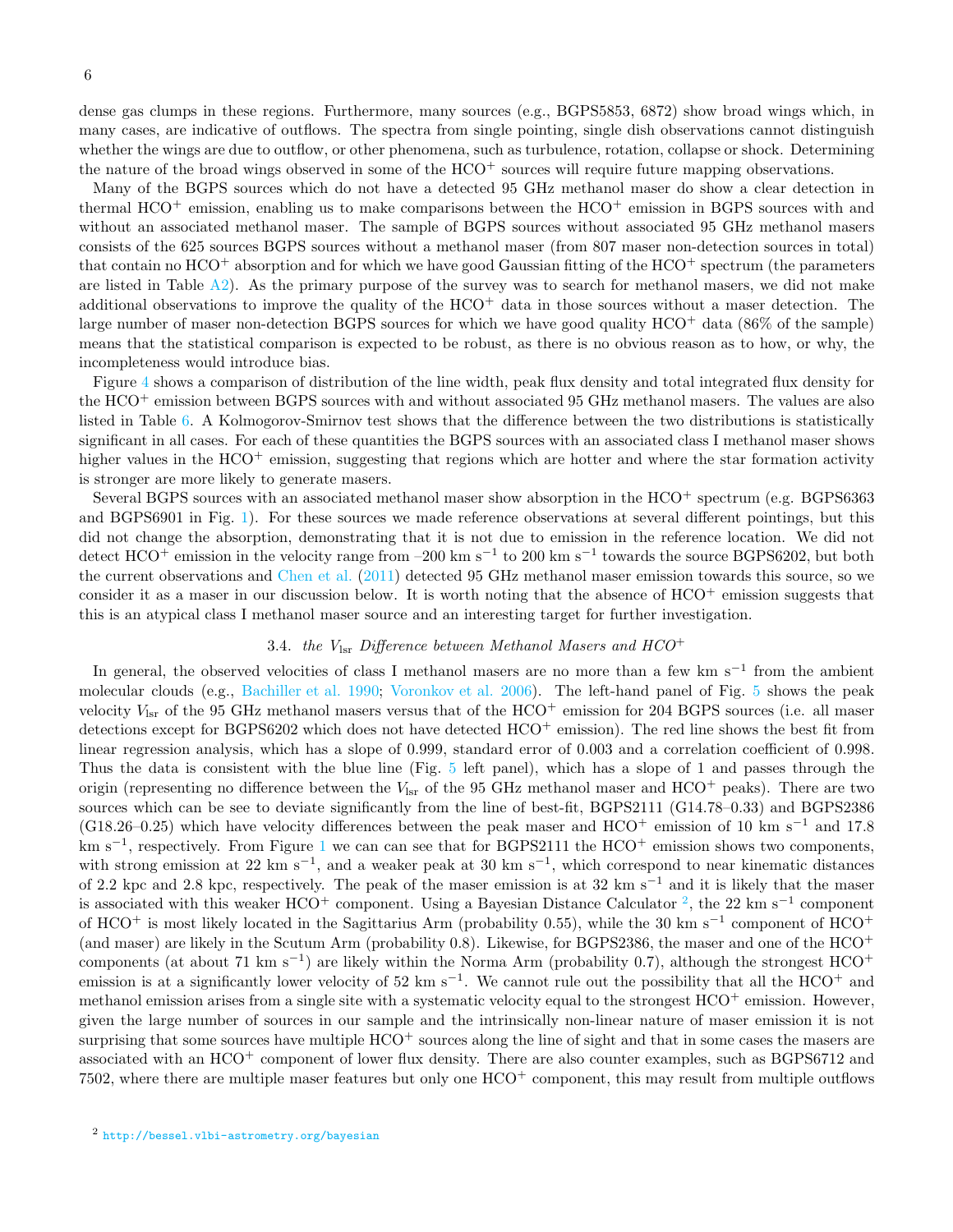dense gas clumps in these regions. Furthermore, many sources (e.g., BGPS5853, 6872) show broad wings which, in many cases, are indicative of outflows. The spectra from single pointing, single dish observations cannot distinguish whether the wings are due to outflow, or other phenomena, such as turbulence, rotation, collapse or shock. Determining the nature of the broad wings observed in some of the $HCO^+$ sources will require future mapping observations.

Many of the BGPS sources which do not have a detected 95 GHz methanol maser do show a clear detection in thermal $HCO^+$ emission, enabling us to make comparisons between the $HCO^+$ emission in BGPS sources with and without an associated methanol maser. The sample of BGPS sources without associated 95 GHz methanol masers consists of the 625 sources BGPS sources without a methanol maser (from 807 maser non-detection sources in total) that contain no $HCO^+$ absorption and for which we have good Gaussian fitting of the $HCO^+$ spectrum (the parameters are listed in Table A2). As the primary purpose of the survey was to search for methanol masers, we did not make additional observations to improve the quality of the $HCO^+$ data in those sources without a maser detection. The large number of maser non-detection BGPS sources for which we have good quality $HCO^+$ data (86% of the sample) means that the statistical comparison is expected to be robust, as there is no obvious reason as to how, or why, the incompleteness would introduce bias.

Figure 4 shows a comparison of distribution of the line width, peak flux density and total integrated flux density for the $HCO^+$ emission between BGPS sources with and without associated 95 GHz methanol masers. The values are also listed in Table 6. A Kolmogorov-Smirnov test shows that the difference between the two distributions is statistically significant in all cases. For each of these quantities the BGPS sources with an associated class I methanol maser shows higher values in the $HCO^+$ emission, suggesting that regions which are hotter and where the star formation activity is stronger are more likely to generate masers.

Several BGPS sources with an associated methanol maser show absorption in the $HCO^+$ spectrum (e.g. BGPS6363 and BGPS6901 in Fig. 1). For these sources we made reference observations at several different pointings, but this did not change the absorption, demonstrating that it is not due to emission in the reference location. We did not detect $HCO^+$ emission in the velocity range from –200 km s$^{-1}$ to 200 km s$^{-1}$ towards the source BGPS6202, but both the current observations and Chen et al. (2011) detected 95 GHz methanol maser emission towards this source, so we consider it as a maser in our discussion below. It is worth noting that the absence of $HCO^+$ emission suggests that this is an atypical class I methanol maser source and an interesting target for further investigation.

### 3.4. *the $V_{\rm lsr}$ Difference between Methanol Masers and $HCO^+$*

In general, the observed velocities of class I methanol masers are no more than a few km s$^{-1}$ from the ambient molecular clouds (e.g., Bachiller et al. 1990; Voronkov et al. 2006). The left-hand panel of Fig. 5 shows the peak velocity $V_{\rm lsr}$ of the 95 GHz methanol masers versus that of the $HCO^+$ emission for 204 BGPS sources (i.e. all maser detections except for BGPS6202 which does not have detected $HCO^+$ emission). The red line shows the best fit from linear regression analysis, which has a slope of 0.999, standard error of 0.003 and a correlation coefficient of 0.998. Thus the data is consistent with the blue line (Fig. 5 left panel), which has a slope of 1 and passes through the origin (representing no difference between the $V_{\rm lsr}$ of the 95 GHz methanol maser and $HCO^+$ peaks). There are two sources which can be see to deviate significantly from the line of best-fit, BGPS2111 (G14.78–0.33) and BGPS2386 (G18.26–0.25) which have velocity differences between the peak maser and $HCO^+$ emission of 10 km s$^{-1}$ and 17.8 km s$^{-1}$, respectively. From Figure 1 we can can see that for BGPS2111 the $HCO^+$ emission shows two components, with strong emission at 22 km s$^{-1}$, and a weaker peak at 30 km s$^{-1}$, which correspond to near kinematic distances of 2.2 kpc and 2.8 kpc, respectively. The peak of the maser emission is at 32 km s$^{-1}$ and it is likely that the maser is associated with this weaker $HCO^+$ component. Using a Bayesian Distance Calculator [2], the 22 km s$^{-1}$ component of $HCO^+$ is most likely located in the Sagittarius Arm (probability 0.55), while the 30 km s$^{-1}$ component of $HCO^+$ (and maser) are likely in the Scutum Arm (probability 0.8). Likewise, for BGPS2386, the maser and one of the $HCO^+$ components (at about 71 km s$^{-1}$) are likely within the Norma Arm (probability 0.7), although the strongest $HCO^+$ emission is at a significantly lower velocity of 52 km s$^{-1}$. We cannot rule out the possibility that all the $HCO^+$ and methanol emission arises from a single site with a systematic velocity equal to the strongest $HCO^+$ emission. However, given the large number of sources in our sample and the intrinsically non-linear nature of maser emission it is not surprising that some sources have multiple $HCO^+$ sources along the line of sight and that in some cases the masers are associated with an $HCO^+$ component of lower flux density. There are also counter examples, such as BGPS6712 and 7502, where there are multiple maser features but only one $HCO^+$ component, this may result from multiple outflows

[2] http://bessel.vlbi-astrometry.org/bayesian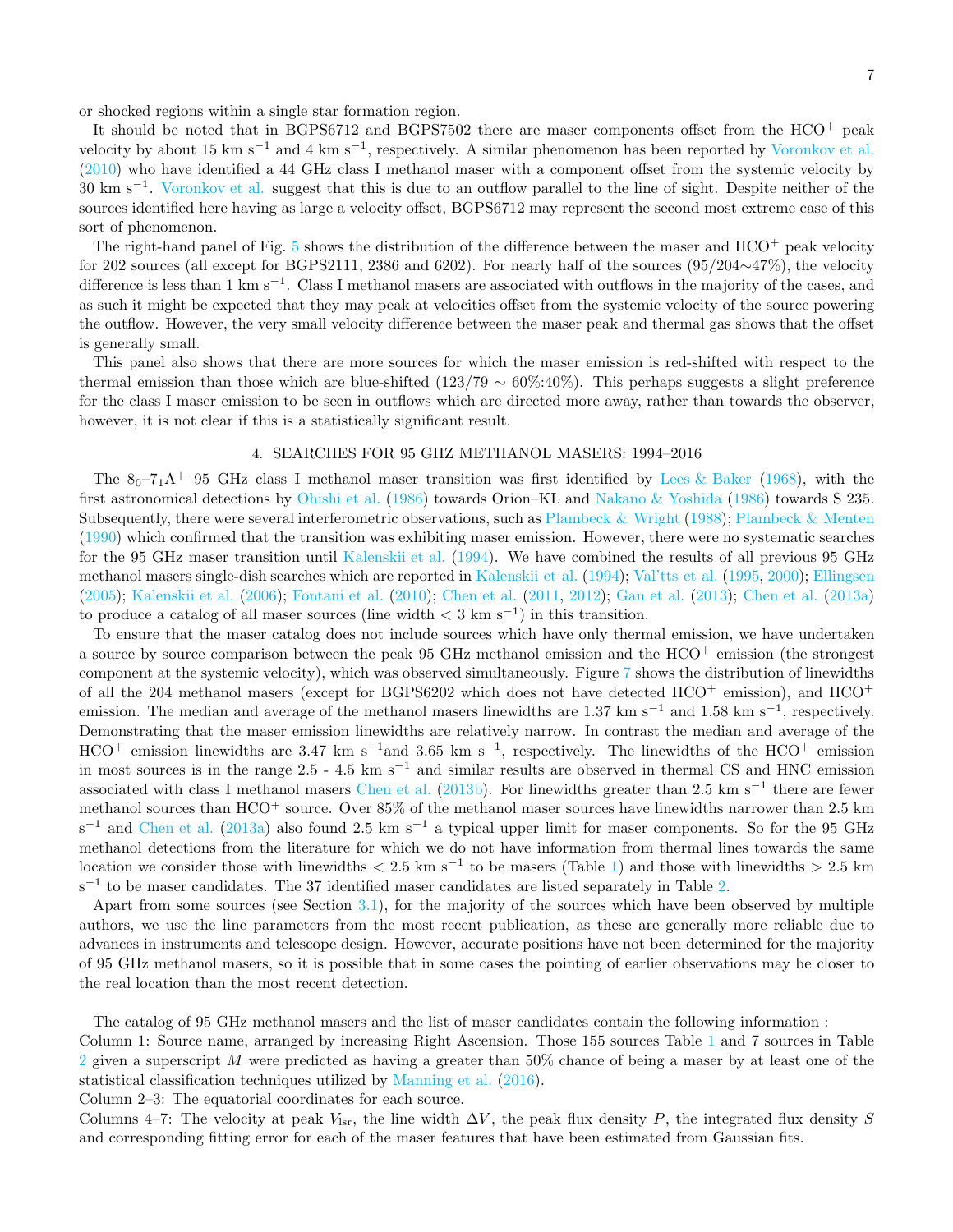or shocked regions within a single star formation region.

It should be noted that in BGPS6712 and BGPS7502 there are maser components offset from the $HCO^+$ peak velocity by about 15 km $s^{-1}$ and 4 km $s^{-1}$, respectively. A similar phenomenon has been reported by Voronkov et al. (2010) who have identified a 44 GHz class I methanol maser with a component offset from the systemic velocity by 30 km $s^{-1}$. Voronkov et al. suggest that this is due to an outflow parallel to the line of sight. Despite neither of the sources identified here having as large a velocity offset, BGPS6712 may represent the second most extreme case of this sort of phenomenon.

The right-hand panel of Fig. 5 shows the distribution of the difference between the maser and $HCO^+$ peak velocity for 202 sources (all except for BGPS2111, 2386 and 6202). For nearly half of the sources (95/204∼47%), the velocity difference is less than 1 km $s^{-1}$. Class I methanol masers are associated with outflows in the majority of the cases, and as such it might be expected that they may peak at velocities offset from the systemic velocity of the source powering the outflow. However, the very small velocity difference between the maser peak and thermal gas shows that the offset is generally small.

This panel also shows that there are more sources for which the maser emission is red-shifted with respect to the thermal emission than those which are blue-shifted (123/79 ∼ 60%:40%). This perhaps suggests a slight preference for the class I maser emission to be seen in outflows which are directed more away, rather than towards the observer, however, it is not clear if this is a statistically significant result.

## 4. SEARCHES FOR 95 GHZ METHANOL MASERS: 1994–2016

The $8_0$–$7_1$A$^+$ 95 GHz class I methanol maser transition was first identified by Lees & Baker (1968), with the first astronomical detections by Ohishi et al. (1986) towards Orion–KL and Nakano & Yoshida (1986) towards S 235. Subsequently, there were several interferometric observations, such as Plambeck & Wright (1988); Plambeck & Menten (1990) which confirmed that the transition was exhibiting maser emission. However, there were no systematic searches for the 95 GHz maser transition until Kalenskii et al. (1994). We have combined the results of all previous 95 GHz methanol masers single-dish searches which are reported in Kalenskii et al. (1994); Val'tts et al. (1995, 2000); Ellingsen (2005); Kalenskii et al. (2006); Fontani et al. (2010); Chen et al. (2011, 2012); Gan et al. (2013); Chen et al. (2013a) to produce a catalog of all maser sources (line width < 3 km $s^{-1}$) in this transition.

To ensure that the maser catalog does not include sources which have only thermal emission, we have undertaken a source by source comparison between the peak 95 GHz methanol emission and the $HCO^+$ emission (the strongest component at the systemic velocity), which was observed simultaneously. Figure 7 shows the distribution of linewidths of all the 204 methanol masers (except for BGPS6202 which does not have detected $HCO^+$ emission), and $HCO^+$ emission. The median and average of the methanol masers linewidths are 1.37 km $s^{-1}$ and 1.58 km $s^{-1}$, respectively. Demonstrating that the maser emission linewidths are relatively narrow. In contrast the median and average of the $HCO^+$ emission linewidths are 3.47 km $s^{-1}$and 3.65 km $s^{-1}$, respectively. The linewidths of the $HCO^+$ emission in most sources is in the range 2.5 - 4.5 km $s^{-1}$ and similar results are observed in thermal CS and HNC emission associated with class I methanol masers Chen et al. (2013b). For linewidths greater than 2.5 km $s^{-1}$ there are fewer methanol sources than $HCO^+$ source. Over 85% of the methanol maser sources have linewidths narrower than 2.5 km $s^{-1}$ and Chen et al. (2013a) also found 2.5 km $s^{-1}$ a typical upper limit for maser components. So for the 95 GHz methanol detections from the literature for which we do not have information from thermal lines towards the same location we consider those with linewidths < 2.5 km $s^{-1}$ to be masers (Table 1) and those with linewidths > 2.5 km $s^{-1}$ to be maser candidates. The 37 identified maser candidates are listed separately in Table 2.

Apart from some sources (see Section 3.1), for the majority of the sources which have been observed by multiple authors, we use the line parameters from the most recent publication, as these are generally more reliable due to advances in instruments and telescope design. However, accurate positions have not been determined for the majority of 95 GHz methanol masers, so it is possible that in some cases the pointing of earlier observations may be closer to the real location than the most recent detection.

The catalog of 95 GHz methanol masers and the list of maser candidates contain the following information :
Column 1: Source name, arranged by increasing Right Ascension. Those 155 sources Table 1 and 7 sources in Table 2 given a superscript $M$ were predicted as having a greater than 50% chance of being a maser by at least one of the statistical classification techniques utilized by Manning et al. (2016).
Column 2–3: The equatorial coordinates for each source.
Columns 4–7: The velocity at peak $V_{\rm lsr}$, the line width $\Delta V$, the peak flux density $P$, the integrated flux density $S$ and corresponding fitting error for each of the maser features that have been estimated from Gaussian fits.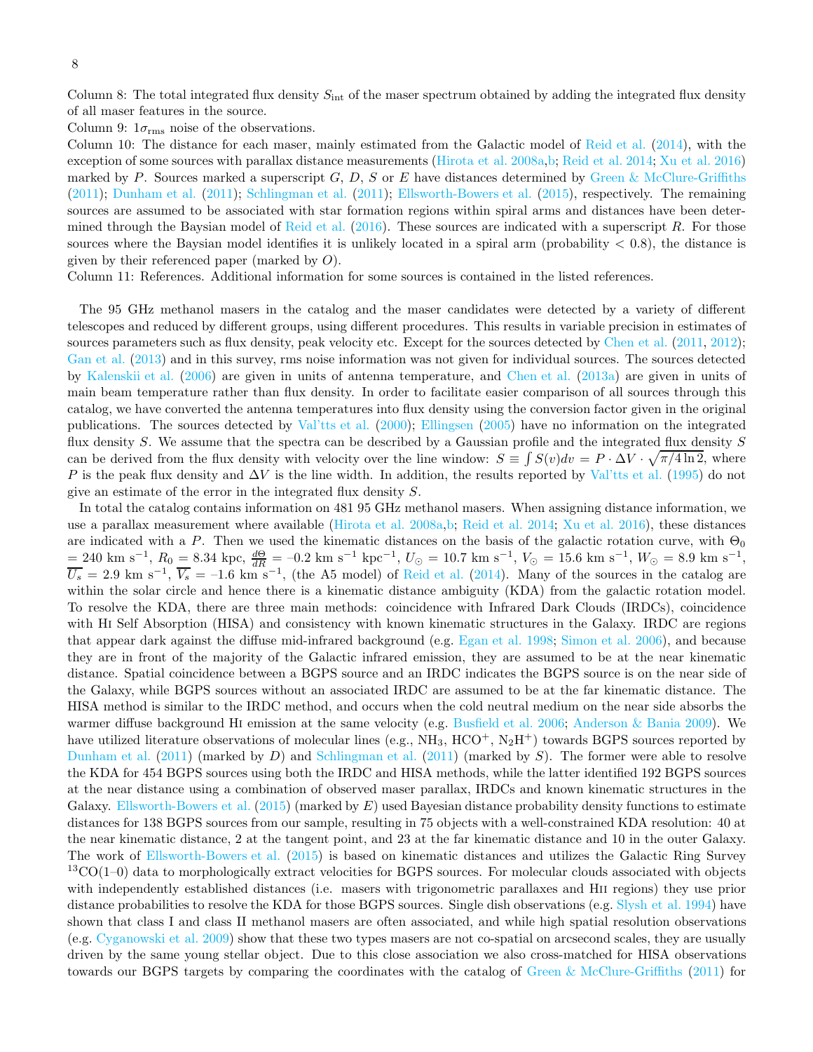Column 8: The total integrated flux density $S_{\rm int}$ of the maser spectrum obtained by adding the integrated flux density of all maser features in the source.

Column 9: $1\sigma_{\rm rms}$ noise of the observations.

Column 10: The distance for each maser, mainly estimated from the Galactic model of Reid et al. (2014), with the exception of some sources with parallax distance measurements (Hirota et al. 2008a,b; Reid et al. 2014; Xu et al. 2016) marked by $P$. Sources marked a superscript $G$, $D$, $S$ or $E$ have distances determined by Green & McClure-Griffiths (2011); Dunham et al. (2011); Schlingman et al. (2011); Ellsworth-Bowers et al. (2015), respectively. The remaining sources are assumed to be associated with star formation regions within spiral arms and distances have been determined through the Baysian model of Reid et al. (2016). These sources are indicated with a superscript $R$. For those sources where the Baysian model identifies it is unlikely located in a spiral arm (probability $< 0.8$), the distance is given by their referenced paper (marked by $O$).

Column 11: References. Additional information for some sources is contained in the listed references.

The 95 GHz methanol masers in the catalog and the maser candidates were detected by a variety of different telescopes and reduced by different groups, using different procedures. This results in variable precision in estimates of sources parameters such as flux density, peak velocity etc. Except for the sources detected by Chen et al. (2011, 2012); Gan et al. (2013) and in this survey, rms noise information was not given for individual sources. The sources detected by Kalenskii et al. (2006) are given in units of antenna temperature, and Chen et al. (2013a) are given in units of main beam temperature rather than flux density. In order to facilitate easier comparison of all sources through this catalog, we have converted the antenna temperatures into flux density using the conversion factor given in the original publications. The sources detected by Val'tts et al. (2000); Ellingsen (2005) have no information on the integrated flux density $S$. We assume that the spectra can be described by a Gaussian profile and the integrated flux density $S$ can be derived from the flux density with velocity over the line window: $S \equiv \int S(v)dv = P \cdot \Delta V \cdot \sqrt{\pi/4\ln 2}$, where $P$ is the peak flux density and $\Delta V$ is the line width. In addition, the results reported by Val'tts et al. (1995) do not give an estimate of the error in the integrated flux density $S$.

In total the catalog contains information on 481 95 GHz methanol masers. When assigning distance information, we use a parallax measurement where available (Hirota et al. 2008a,b; Reid et al. 2014; Xu et al. 2016), these distances are indicated with a $P$. Then we used the kinematic distances on the basis of the galactic rotation curve, with $\Theta_0 = 240$ km s$^{-1}$, $R_0 = 8.34$ kpc, $\frac{d\Theta}{dR} = -0.2$ km s$^{-1}$ kpc$^{-1}$, $U_\odot = 10.7$ km s$^{-1}$, $V_\odot = 15.6$ km s$^{-1}$, $W_\odot = 8.9$ km s$^{-1}$, $\overline{U_s} = 2.9$ km s$^{-1}$, $\overline{V_s} = -1.6$ km s$^{-1}$, (the A5 model) of Reid et al. (2014). Many of the sources in the catalog are within the solar circle and hence there is a kinematic distance ambiguity (KDA) from the galactic rotation model. To resolve the KDA, there are three main methods: coincidence with Infrared Dark Clouds (IRDCs), coincidence with HI Self Absorption (HISA) and consistency with known kinematic structures in the Galaxy. IRDC are regions that appear dark against the diffuse mid-infrared background (e.g. Egan et al. 1998; Simon et al. 2006), and because they are in front of the majority of the Galactic infrared emission, they are assumed to be at the near kinematic distance. Spatial coincidence between a BGPS source and an IRDC indicates the BGPS source is on the near side of the Galaxy, while BGPS sources without an associated IRDC are assumed to be at the far kinematic distance. The HISA method is similar to the IRDC method, and occurs when the cold neutral medium on the near side absorbs the warmer diffuse background HI emission at the same velocity (e.g. Busfield et al. 2006; Anderson & Bania 2009). We have utilized literature observations of molecular lines (e.g., $NH_3$, $HCO^+$, $N_2H^+$) towards BGPS sources reported by Dunham et al. (2011) (marked by $D$) and Schlingman et al. (2011) (marked by $S$). The former were able to resolve the KDA for 454 BGPS sources using both the IRDC and HISA methods, while the latter identified 192 BGPS sources at the near distance using a combination of observed maser parallax, IRDCs and known kinematic structures in the Galaxy. Ellsworth-Bowers et al. (2015) (marked by $E$) used Bayesian distance probability density functions to estimate distances for 138 BGPS sources from our sample, resulting in 75 objects with a well-constrained KDA resolution: 40 at the near kinematic distance, 2 at the tangent point, and 23 at the far kinematic distance and 10 in the outer Galaxy. The work of Ellsworth-Bowers et al. (2015) is based on kinematic distances and utilizes the Galactic Ring Survey $^{13}$CO(1–0) data to morphologically extract velocities for BGPS sources. For molecular clouds associated with objects with independently established distances (i.e. masers with trigonometric parallaxes and HII regions) they use prior distance probabilities to resolve the KDA for those BGPS sources. Single dish observations (e.g. Slysh et al. 1994) have shown that class I and class II methanol masers are often associated, and while high spatial resolution observations (e.g. Cyganowski et al. 2009) show that these two types masers are not co-spatial on arcsecond scales, they are usually driven by the same young stellar object. Due to this close association we also cross-matched for HISA observations towards our BGPS targets by comparing the coordinates with the catalog of Green & McClure-Griffiths (2011) for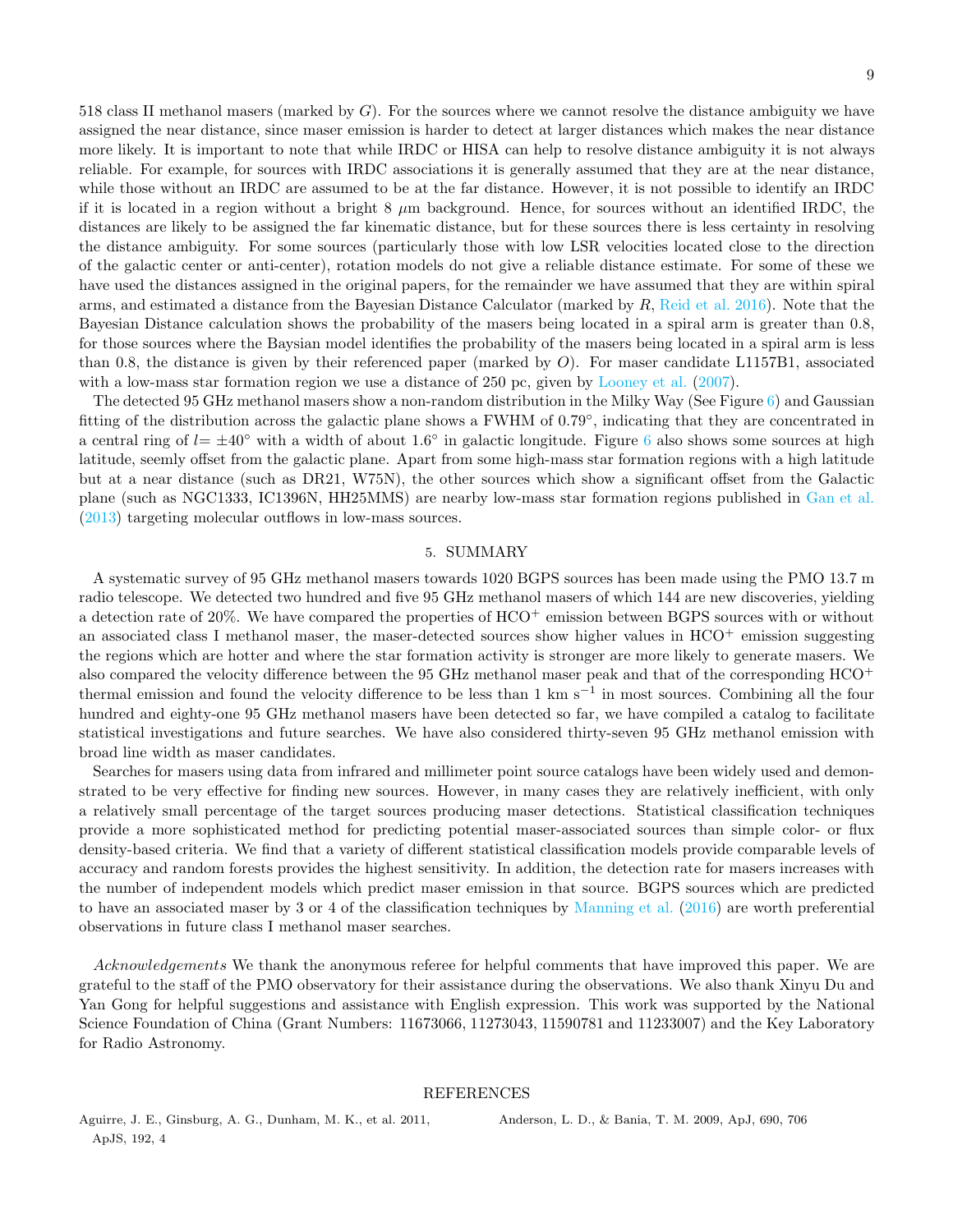518 class II methanol masers (marked by $G$). For the sources where we cannot resolve the distance ambiguity we have assigned the near distance, since maser emission is harder to detect at larger distances which makes the near distance more likely. It is important to note that while IRDC or HISA can help to resolve distance ambiguity it is not always reliable. For example, for sources with IRDC associations it is generally assumed that they are at the near distance, while those without an IRDC are assumed to be at the far distance. However, it is not possible to identify an IRDC if it is located in a region without a bright 8 $\mu$m background. Hence, for sources without an identified IRDC, the distances are likely to be assigned the far kinematic distance, but for these sources there is less certainty in resolving the distance ambiguity. For some sources (particularly those with low LSR velocities located close to the direction of the galactic center or anti-center), rotation models do not give a reliable distance estimate. For some of these we have used the distances assigned in the original papers, for the remainder we have assumed that they are within spiral arms, and estimated a distance from the Bayesian Distance Calculator (marked by $R$, Reid et al. 2016). Note that the Bayesian Distance calculation shows the probability of the masers being located in a spiral arm is greater than 0.8, for those sources where the Baysian model identifies the probability of the masers being located in a spiral arm is less than 0.8, the distance is given by their referenced paper (marked by $O$). For maser candidate L1157B1, associated with a low-mass star formation region we use a distance of 250 pc, given by Looney et al. (2007).

The detected 95 GHz methanol masers show a non-random distribution in the Milky Way (See Figure 6) and Gaussian fitting of the distribution across the galactic plane shows a FWHM of 0.79°, indicating that they are concentrated in a central ring of $l = \pm 40°$ with a width of about 1.6° in galactic longitude. Figure 6 also shows some sources at high latitude, seemly offset from the galactic plane. Apart from some high-mass star formation regions with a high latitude but at a near distance (such as DR21, W75N), the other sources which show a significant offset from the Galactic plane (such as NGC1333, IC1396N, HH25MMS) are nearby low-mass star formation regions published in Gan et al. (2013) targeting molecular outflows in low-mass sources.

## 5. SUMMARY

A systematic survey of 95 GHz methanol masers towards 1020 BGPS sources has been made using the PMO 13.7 m radio telescope. We detected two hundred and five 95 GHz methanol masers of which 144 are new discoveries, yielding a detection rate of 20%. We have compared the properties of $HCO^+$ emission between BGPS sources with or without an associated class I methanol maser, the maser-detected sources show higher values in $HCO^+$ emission suggesting the regions which are hotter and where the star formation activity is stronger are more likely to generate masers. We also compared the velocity difference between the 95 GHz methanol maser peak and that of the corresponding $HCO^+$ thermal emission and found the velocity difference to be less than 1 km $s^{-1}$ in most sources. Combining all the four hundred and eighty-one 95 GHz methanol masers have been detected so far, we have compiled a catalog to facilitate statistical investigations and future searches. We have also considered thirty-seven 95 GHz methanol emission with broad line width as maser candidates.

Searches for masers using data from infrared and millimeter point source catalogs have been widely used and demonstrated to be very effective for finding new sources. However, in many cases they are relatively inefficient, with only a relatively small percentage of the target sources producing maser detections. Statistical classification techniques provide a more sophisticated method for predicting potential maser-associated sources than simple color- or flux density-based criteria. We find that a variety of different statistical classification models provide comparable levels of accuracy and random forests provides the highest sensitivity. In addition, the detection rate for masers increases with the number of independent models which predict maser emission in that source. BGPS sources which are predicted to have an associated maser by 3 or 4 of the classification techniques by Manning et al. (2016) are worth preferential observations in future class I methanol maser searches.

*Acknowledgements* We thank the anonymous referee for helpful comments that have improved this paper. We are grateful to the staff of the PMO observatory for their assistance during the observations. We also thank Xinyu Du and Yan Gong for helpful suggestions and assistance with English expression. This work was supported by the National Science Foundation of China (Grant Numbers: 11673066, 11273043, 11590781 and 11233007) and the Key Laboratory for Radio Astronomy.

## REFERENCES

Aguirre, J. E., Ginsburg, A. G., Dunham, M. K., et al. 2011, ApJS, 192, 4

Anderson, L. D., & Bania, T. M. 2009, ApJ, 690, 706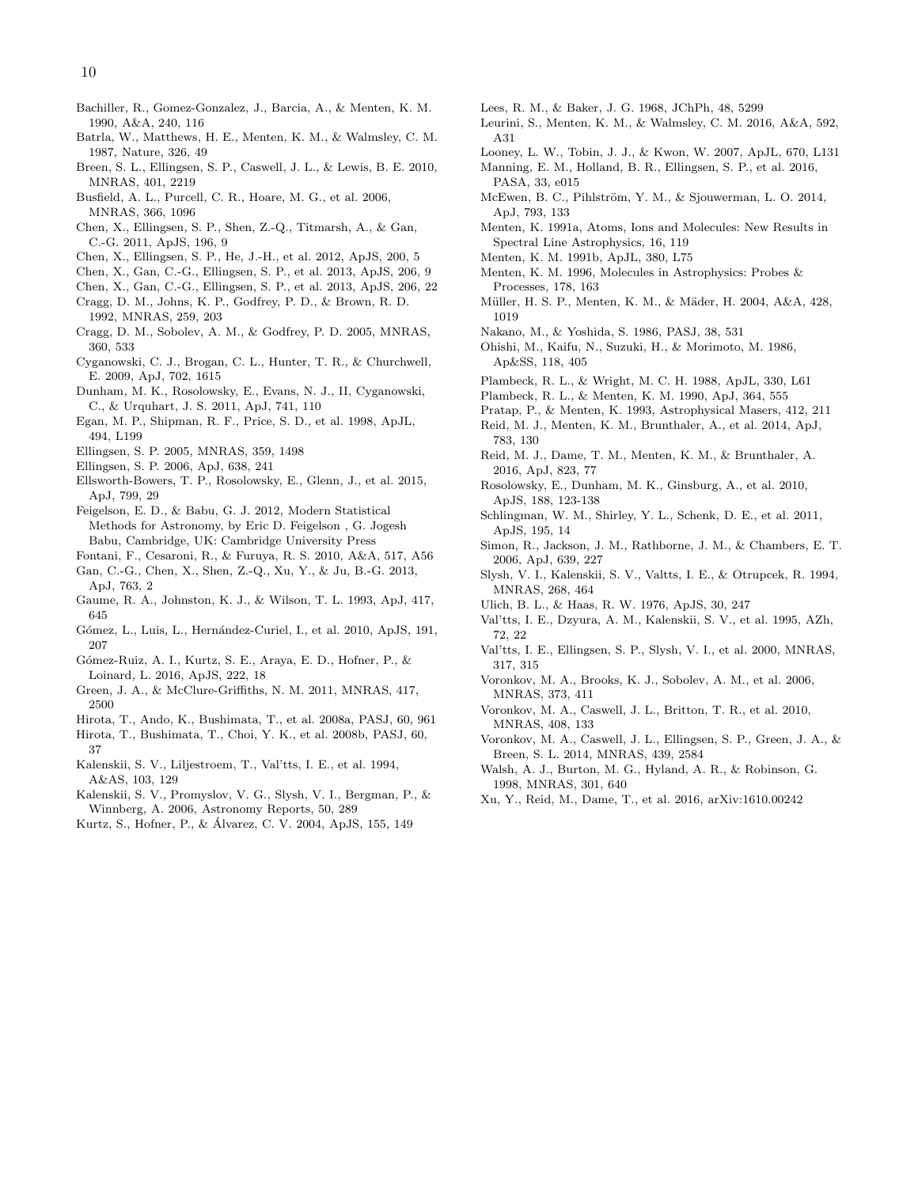Bachiller, R., Gomez-Gonzalez, J., Barcia, A., & Menten, K. M. 1990, A&A, 240, 116

Batrla, W., Matthews, H. E., Menten, K. M., & Walmsley, C. M. 1987, Nature, 326, 49

Breen, S. L., Ellingsen, S. P., Caswell, J. L., & Lewis, B. E. 2010, MNRAS, 401, 2219

Busfield, A. L., Purcell, C. R., Hoare, M. G., et al. 2006, MNRAS, 366, 1096

Chen, X., Ellingsen, S. P., Shen, Z.-Q., Titmarsh, A., & Gan, C.-G. 2011, ApJS, 196, 9

Chen, X., Ellingsen, S. P., He, J.-H., et al. 2012, ApJS, 200, 5

Chen, X., Gan, C.-G., Ellingsen, S. P., et al. 2013, ApJS, 206, 9

Chen, X., Gan, C.-G., Ellingsen, S. P., et al. 2013, ApJS, 206, 22

Cragg, D. M., Johns, K. P., Godfrey, P. D., & Brown, R. D. 1992, MNRAS, 259, 203

Cragg, D. M., Sobolev, A. M., & Godfrey, P. D. 2005, MNRAS, 360, 533

Cyganowski, C. J., Brogan, C. L., Hunter, T. R., & Churchwell, E. 2009, ApJ, 702, 1615

Dunham, M. K., Rosolowsky, E., Evans, N. J., II, Cyganowski, C., & Urquhart, J. S. 2011, ApJ, 741, 110

Egan, M. P., Shipman, R. F., Price, S. D., et al. 1998, ApJL, 494, L199

Ellingsen, S. P. 2005, MNRAS, 359, 1498

Ellingsen, S. P. 2006, ApJ, 638, 241

Ellsworth-Bowers, T. P., Rosolowsky, E., Glenn, J., et al. 2015, ApJ, 799, 29

Feigelson, E. D., & Babu, G. J. 2012, Modern Statistical Methods for Astronomy, by Eric D. Feigelson , G. Jogesh Babu, Cambridge, UK: Cambridge University Press

Fontani, F., Cesaroni, R., & Furuya, R. S. 2010, A&A, 517, A56

Gan, C.-G., Chen, X., Shen, Z.-Q., Xu, Y., & Ju, B.-G. 2013, ApJ, 763, 2

Gaume, R. A., Johnston, K. J., & Wilson, T. L. 1993, ApJ, 417, 645

Gómez, L., Luis, L., Hernández-Curiel, I., et al. 2010, ApJS, 191, 207

Gómez-Ruiz, A. I., Kurtz, S. E., Araya, E. D., Hofner, P., & Loinard, L. 2016, ApJS, 222, 18

Green, J. A., & McClure-Griffiths, N. M. 2011, MNRAS, 417, 2500

Hirota, T., Ando, K., Bushimata, T., et al. 2008a, PASJ, 60, 961

Hirota, T., Bushimata, T., Choi, Y. K., et al. 2008b, PASJ, 60, 37

Kalenskii, S. V., Liljestroem, T., Val'tts, I. E., et al. 1994, A&AS, 103, 129

Kalenskii, S. V., Promyslov, V. G., Slysh, V. I., Bergman, P., & Winnberg, A. 2006, Astronomy Reports, 50, 289

Kurtz, S., Hofner, P., & Álvarez, C. V. 2004, ApJS, 155, 149

Lees, R. M., & Baker, J. G. 1968, JChPh, 48, 5299

Leurini, S., Menten, K. M., & Walmsley, C. M. 2016, A&A, 592, A31

Looney, L. W., Tobin, J. J., & Kwon, W. 2007, ApJL, 670, L131

Manning, E. M., Holland, B. R., Ellingsen, S. P., et al. 2016, PASA, 33, e015

McEwen, B. C., Pihlström, Y. M., & Sjouwerman, L. O. 2014, ApJ, 793, 133

Menten, K. 1991a, Atoms, Ions and Molecules: New Results in Spectral Line Astrophysics, 16, 119

Menten, K. M. 1991b, ApJL, 380, L75

Menten, K. M. 1996, Molecules in Astrophysics: Probes & Processes, 178, 163

Müller, H. S. P., Menten, K. M., & Mäder, H. 2004, A&A, 428, 1019

Nakano, M., & Yoshida, S. 1986, PASJ, 38, 531

Ohishi, M., Kaifu, N., Suzuki, H., & Morimoto, M. 1986, Ap&SS, 118, 405

Plambeck, R. L., & Wright, M. C. H. 1988, ApJL, 330, L61

Plambeck, R. L., & Menten, K. M. 1990, ApJ, 364, 555

Pratap, P., & Menten, K. 1993, Astrophysical Masers, 412, 211

Reid, M. J., Menten, K. M., Brunthaler, A., et al. 2014, ApJ, 783, 130

Reid, M. J., Dame, T. M., Menten, K. M., & Brunthaler, A. 2016, ApJ, 823, 77

Rosolowsky, E., Dunham, M. K., Ginsburg, A., et al. 2010, ApJS, 188, 123-138

Schlingman, W. M., Shirley, Y. L., Schenk, D. E., et al. 2011, ApJS, 195, 14

Simon, R., Jackson, J. M., Rathborne, J. M., & Chambers, E. T. 2006, ApJ, 639, 227

Slysh, V. I., Kalenskii, S. V., Valtts, I. E., & Otrupcek, R. 1994, MNRAS, 268, 464

Ulich, B. L., & Haas, R. W. 1976, ApJS, 30, 247

Val'tts, I. E., Dzyura, A. M., Kalenskii, S. V., et al. 1995, AZh, 72, 22

Val'tts, I. E., Ellingsen, S. P., Slysh, V. I., et al. 2000, MNRAS, 317, 315

Voronkov, M. A., Brooks, K. J., Sobolev, A. M., et al. 2006, MNRAS, 373, 411

Voronkov, M. A., Caswell, J. L., Britton, T. R., et al. 2010, MNRAS, 408, 133

Voronkov, M. A., Caswell, J. L., Ellingsen, S. P., Green, J. A., & Breen, S. L. 2014, MNRAS, 439, 2584

Walsh, A. J., Burton, M. G., Hyland, A. R., & Robinson, G. 1998, MNRAS, 301, 640

Xu, Y., Reid, M., Dame, T., et al. 2016, arXiv:1610.00242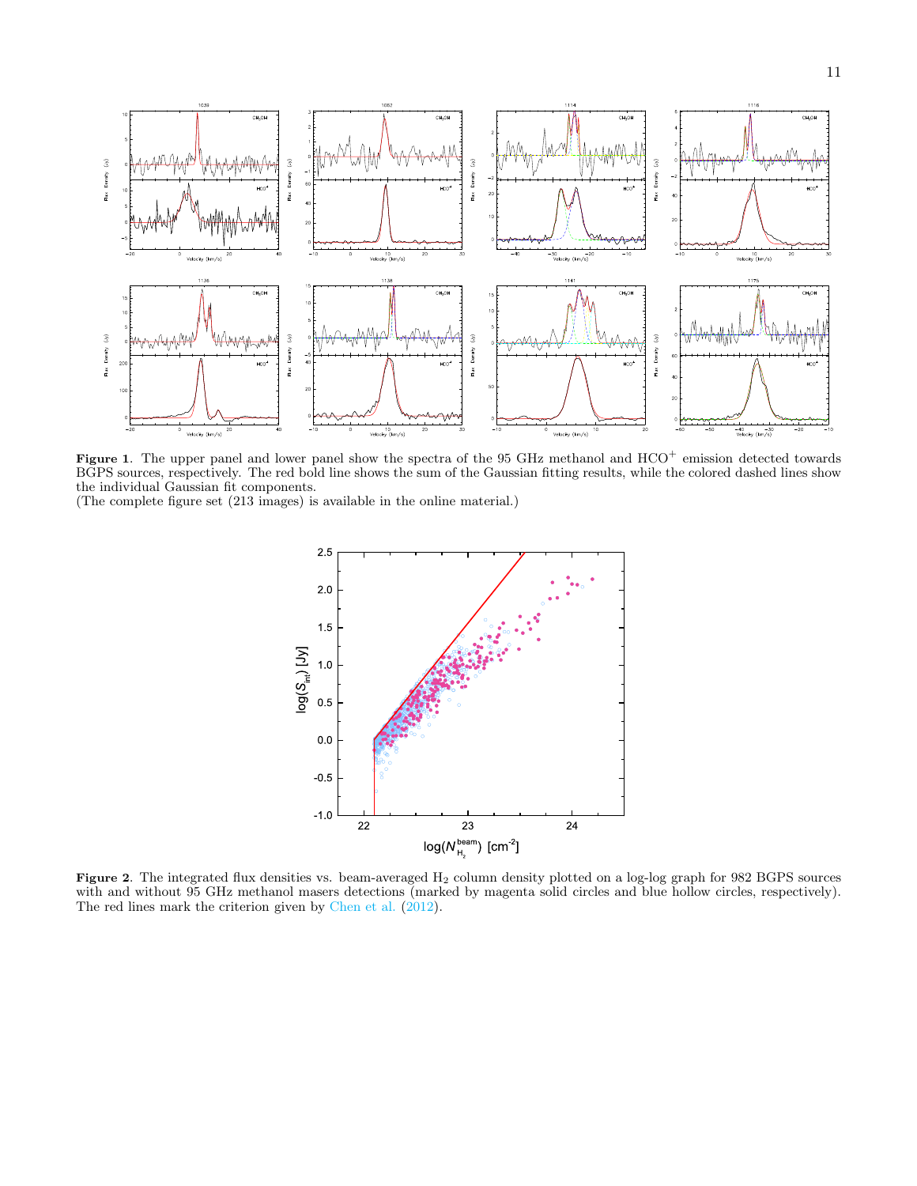**Figure 1**. The upper panel and lower panel show the spectra of the 95 GHz methanol and $HCO^+$ emission detected towards BGPS sources, respectively. The red bold line shows the sum of the Gaussian fitting results, while the colored dashed lines show the individual Gaussian fit components.
(The complete figure set (213 images) is available in the online material.)

**Figure 2**. The integrated flux densities vs. beam-averaged $H_2$ column density plotted on a log-log graph for 982 BGPS sources with and without 95 GHz methanol masers detections (marked by magenta solid circles and blue hollow circles, respectively). The red lines mark the criterion given by Chen et al. (2012).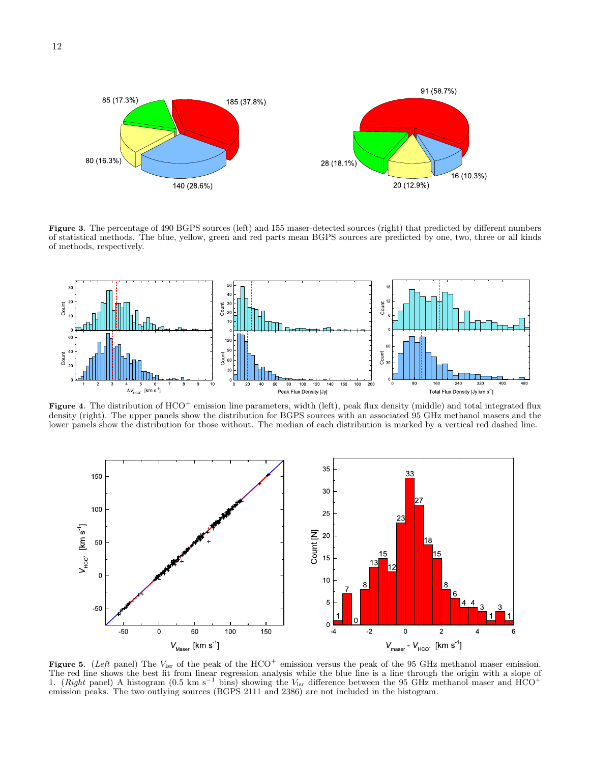**Figure 3**. The percentage of 490 BGPS sources (left) and 155 maser-detected sources (right) that predicted by different numbers of statistical methods. The blue, yellow, green and red parts mean BGPS sources are predicted by one, two, three or all kinds of methods, respectively.

**Figure 4**. The distribution of $HCO^+$ emission line parameters, width (left), peak flux density (middle) and total integrated flux density (right). The upper panels show the distribution for BGPS sources with an associated 95 GHz methanol masers and the lower panels show the distribution for those without. The median of each distribution is marked by a vertical red dashed line.

**Figure 5**. (*Left* panel) The $V_{\rm lsr}$ of the peak of the $HCO^+$ emission versus the peak of the 95 GHz methanol maser emission. The red line shows the best fit from linear regression analysis while the blue line is a line through the origin with a slope of 1. (*Right* panel) A histogram (0.5 km $s^{-1}$ bins) showing the $V_{\rm lsr}$ difference between the 95 GHz methanol maser and $HCO^+$ emission peaks. The two outlying sources (BGPS 2111 and 2386) are not included in the histogram.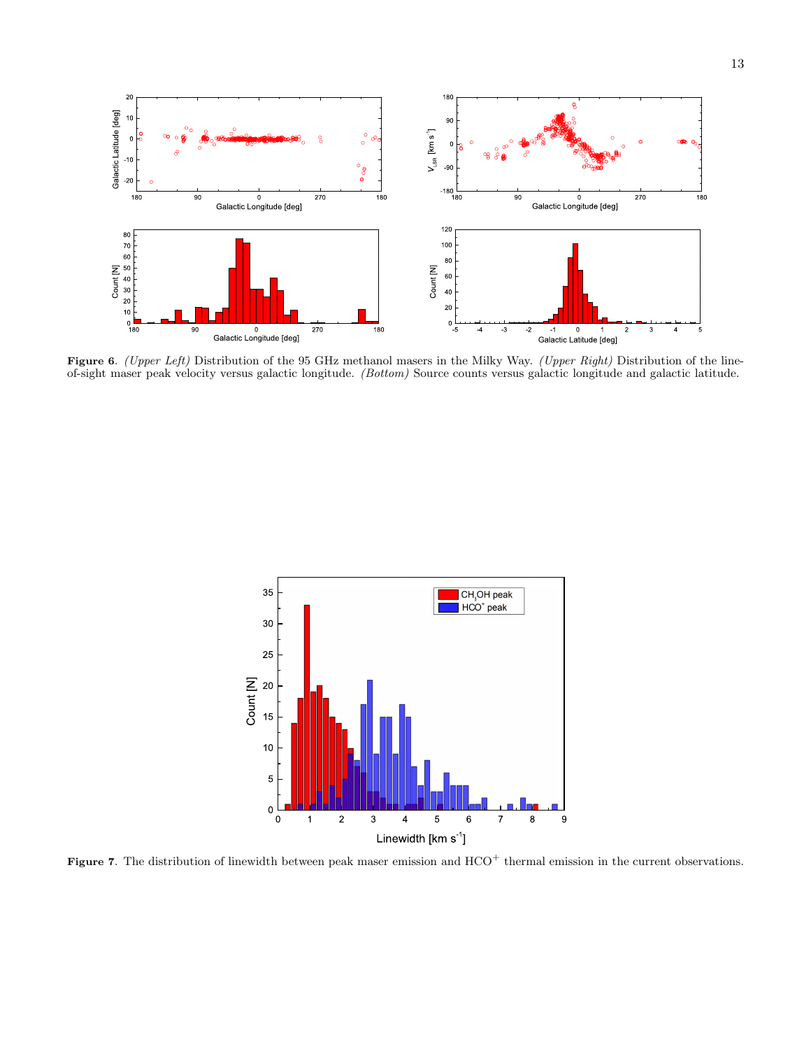**Figure 6**. *(Upper Left)* Distribution of the 95 GHz methanol masers in the Milky Way. *(Upper Right)* Distribution of the line-of-sight maser peak velocity versus galactic longitude. *(Bottom)* Source counts versus galactic longitude and galactic latitude.

**Figure 7**. The distribution of linewidth between peak maser emission and $HCO^+$ thermal emission in the current observations.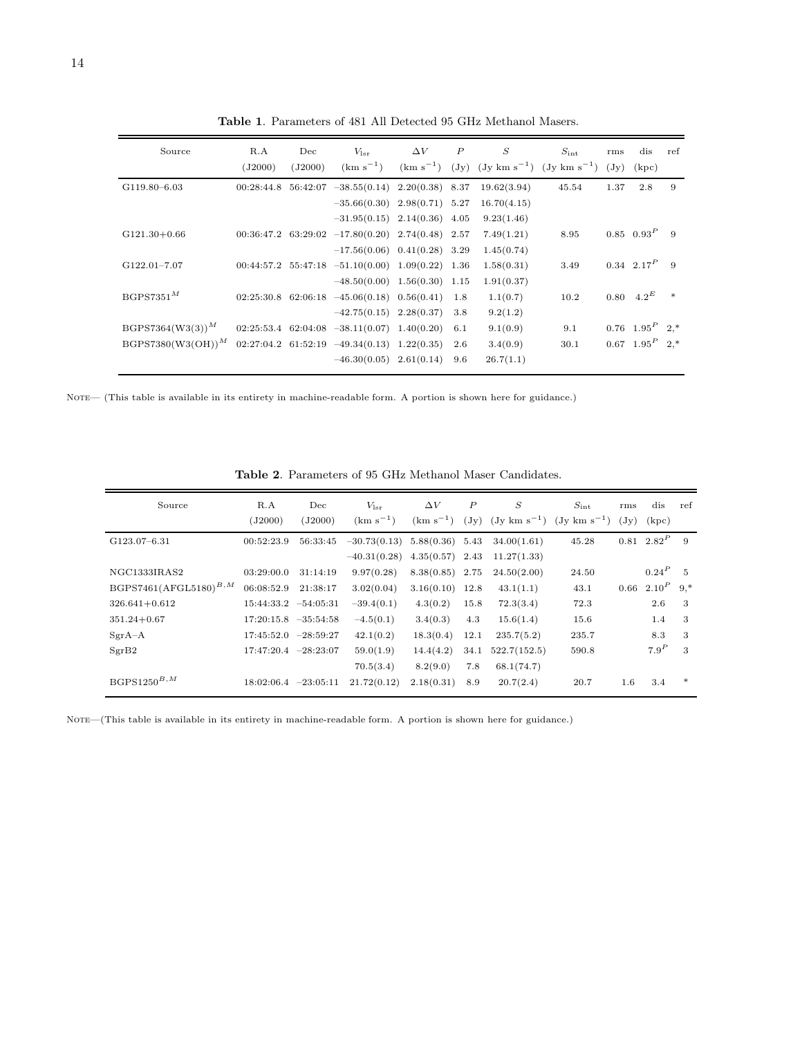**Table 1**. Parameters of 481 All Detected 95 GHz Methanol Masers.

| Source | R.A (J2000) | Dec (J2000) | $V_{\rm lsr}$ (km s$^{-1}$) | $\Delta V$ (km s$^{-1}$) | $P$ (Jy) | $S$ (Jy km s$^{-1}$) | $S_{\rm int}$ (Jy km s$^{-1}$) | rms (Jy) | dis (kpc) | ref |
|---|---|---|---|---|---|---|---|---|---|---|
| G119.80–6.03 | 00:28:44.8 | 56:42:07 | −38.55(0.14) | 2.20(0.38) | 8.37 | 19.62(3.94) | 45.54 | 1.37 | 2.8 | 9 |
| | | | −35.66(0.30) | 2.98(0.71) | 5.27 | 16.70(4.15) | | | | |
| | | | −31.95(0.15) | 2.14(0.36) | 4.05 | 9.23(1.46) | | | | |
| G121.30+0.66 | 00:36:47.2 | 63:29:02 | −17.80(0.20) | 2.74(0.48) | 2.57 | 7.49(1.21) | 8.95 | 0.85 | $0.93^{P}$ | 9 |
| | | | −17.56(0.06) | 0.41(0.28) | 3.29 | 1.45(0.74) | | | | |
| G122.01–7.07 | 00:44:57.2 | 55:47:18 | −51.10(0.00) | 1.09(0.22) | 1.36 | 1.58(0.31) | 3.49 | 0.34 | $2.17^{P}$ | 9 |
| | | | −48.50(0.00) | 1.56(0.30) | 1.15 | 1.91(0.37) | | | | |
| $\rm BGPS7351^{M}$ | 02:25:30.8 | 62:06:18 | −45.06(0.18) | 0.56(0.41) | 1.8 | 1.1(0.7) | 10.2 | 0.80 | $4.2^{E}$ | * |
| | | | −42.75(0.15) | 2.28(0.37) | 3.8 | 9.2(1.2) | | | | |
| $\rm BGPS7364(W3(3))^{M}$ | 02:25:53.4 | 62:04:08 | −38.11(0.07) | 1.40(0.20) | 6.1 | 9.1(0.9) | 9.1 | 0.76 | $1.95^{P}$ | 2,* |
| $\rm BGPS7380(W3(OH))^{M}$ | 02:27:04.2 | 61:52:19 | −49.34(0.13) | 1.22(0.35) | 2.6 | 3.4(0.9) | 30.1 | 0.67 | $1.95^{P}$ | 2,* |
| | | | −46.30(0.05) | 2.61(0.14) | 9.6 | 26.7(1.1) | | | | |

NOTE— (This table is available in its entirety in machine-readable form. A portion is shown here for guidance.)

**Table 2**. Parameters of 95 GHz Methanol Maser Candidates.

| Source | R.A (J2000) | Dec (J2000) | $V_{\rm lsr}$ (km s$^{-1}$) | $\Delta V$ (km s$^{-1}$) | $P$ (Jy) | $S$ (Jy km s$^{-1}$) | $S_{\rm int}$ (Jy km s$^{-1}$) | rms (Jy) | dis (kpc) | ref |
|---|---|---|---|---|---|---|---|---|---|---|
| G123.07–6.31 | 00:52:23.9 | 56:33:45 | −30.73(0.13) | 5.88(0.36) | 5.43 | 34.00(1.61) | 45.28 | 0.81 | $2.82^{P}$ | 9 |
| | | | −40.31(0.28) | 4.35(0.57) | 2.43 | 11.27(1.33) | | | | |
| NGC1333IRAS2 | 03:29:00.0 | 31:14:19 | 9.97(0.28) | 8.38(0.85) | 2.75 | 24.50(2.00) | 24.50 | | $0.24^{P}$ | 5 |
| $\rm BGPS7461(AFGL5180)^{B,M}$ | 06:08:52.9 | 21:38:17 | 3.02(0.04) | 3.16(0.10) | 12.8 | 43.1(1.1) | 43.1 | 0.66 | $2.10^{P}$ | 9,* |
| 326.641+0.612 | 15:44:33.2 | −54:05:31 | −39.4(0.1) | 4.3(0.2) | 15.8 | 72.3(3.4) | 72.3 | | 2.6 | 3 |
| 351.24+0.67 | 17:20:15.8 | −35:54:58 | −4.5(0.1) | 3.4(0.3) | 4.3 | 15.6(1.4) | 15.6 | | 1.4 | 3 |
| SgrA–A | 17:45:52.0 | −28:59:27 | 42.1(0.2) | 18.3(0.4) | 12.1 | 235.7(5.2) | 235.7 | | 8.3 | 3 |
| SgrB2 | 17:47:20.4 | −28:23:07 | 59.0(1.9) | 14.4(4.2) | 34.1 | 522.7(152.5) | 590.8 | | $7.9^{P}$ | 3 |
| | | | 70.5(3.4) | 8.2(9.0) | 7.8 | 68.1(74.7) | | | | |
| $\rm BGPS1250^{B,M}$ | 18:02:06.4 | −23:05:11 | 21.72(0.12) | 2.18(0.31) | 8.9 | 20.7(2.4) | 20.7 | 1.6 | 3.4 | * |

NOTE—(This table is available in its entirety in machine-readable form. A portion is shown here for guidance.)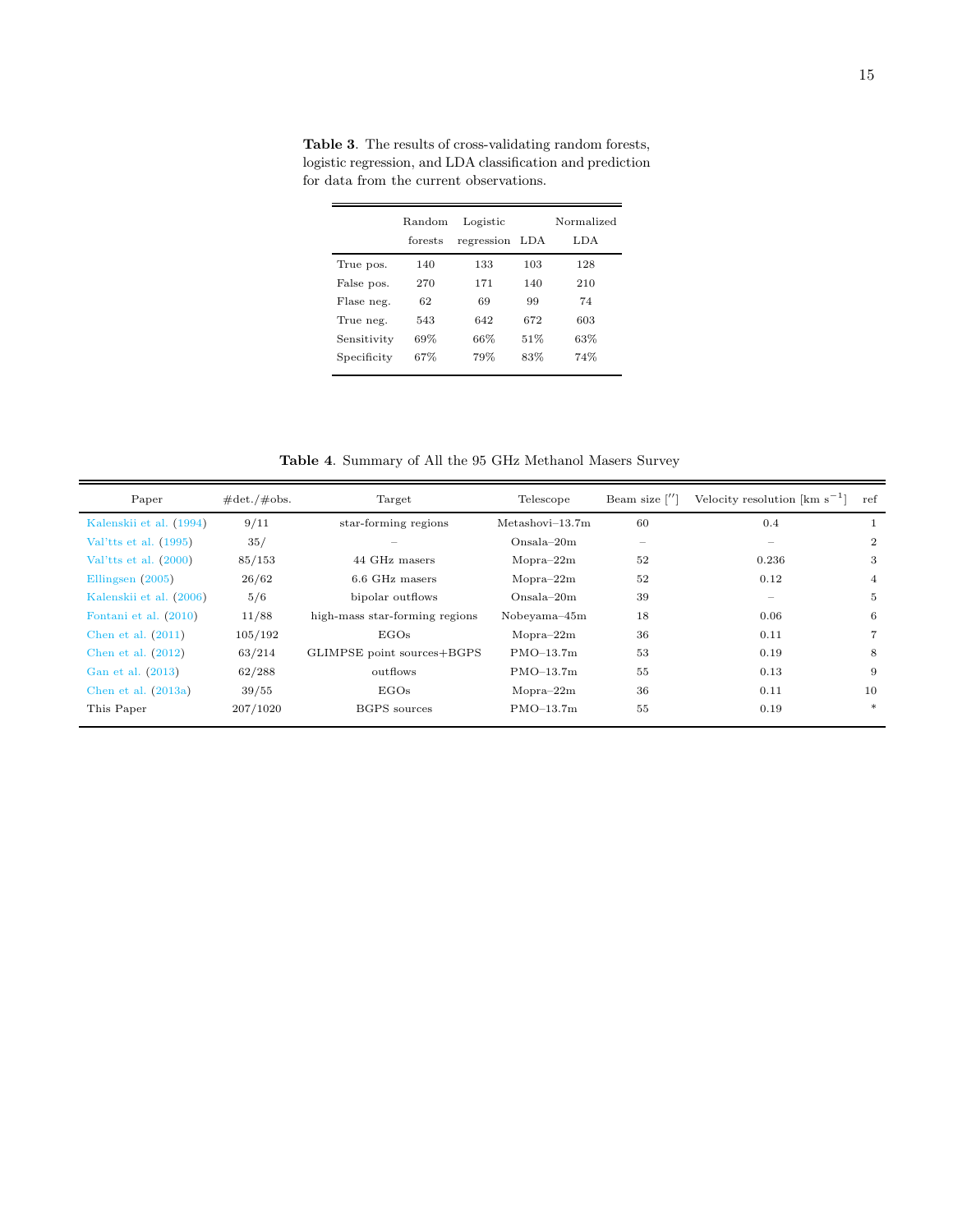**Table 3**. The results of cross-validating random forests, logistic regression, and LDA classification and prediction for data from the current observations.

| | Random forests | Logistic regression | LDA | Normalized LDA |
|---|---|---|---|---|
| True pos. | 140 | 133 | 103 | 128 |
| False pos. | 270 | 171 | 140 | 210 |
| Flase neg. | 62 | 69 | 99 | 74 |
| True neg. | 543 | 642 | 672 | 603 |
| Sensitivity | 69% | 66% | 51% | 63% |
| Specificity | 67% | 79% | 83% | 74% |

**Table 4**. Summary of All the 95 GHz Methanol Masers Survey

| Paper | #det./#obs. | Target | Telescope | Beam size [$''$] | Velocity resolution [km $s^{-1}$] | ref |
|---|---|---|---|---|---|---|
| Kalenskii et al. (1994) | 9/11 | star-forming regions | Metashovi–13.7m | 60 | 0.4 | 1 |
| Val'tts et al. (1995) | 35/ | – | Onsala–20m | – | – | 2 |
| Val'tts et al. (2000) | 85/153 | 44 GHz masers | Mopra–22m | 52 | 0.236 | 3 |
| Ellingsen (2005) | 26/62 | 6.6 GHz masers | Mopra–22m | 52 | 0.12 | 4 |
| Kalenskii et al. (2006) | 5/6 | bipolar outflows | Onsala–20m | 39 | – | 5 |
| Fontani et al. (2010) | 11/88 | high-mass star-forming regions | Nobeyama–45m | 18 | 0.06 | 6 |
| Chen et al. (2011) | 105/192 | EGOs | Mopra–22m | 36 | 0.11 | 7 |
| Chen et al. (2012) | 63/214 | GLIMPSE point sources+BGPS | PMO–13.7m | 53 | 0.19 | 8 |
| Gan et al. (2013) | 62/288 | outflows | PMO–13.7m | 55 | 0.13 | 9 |
| Chen et al. (2013a) | 39/55 | EGOs | Mopra–22m | 36 | 0.11 | 10 |
| This Paper | 207/1020 | BGPS sources | PMO–13.7m | 55 | 0.19 | * |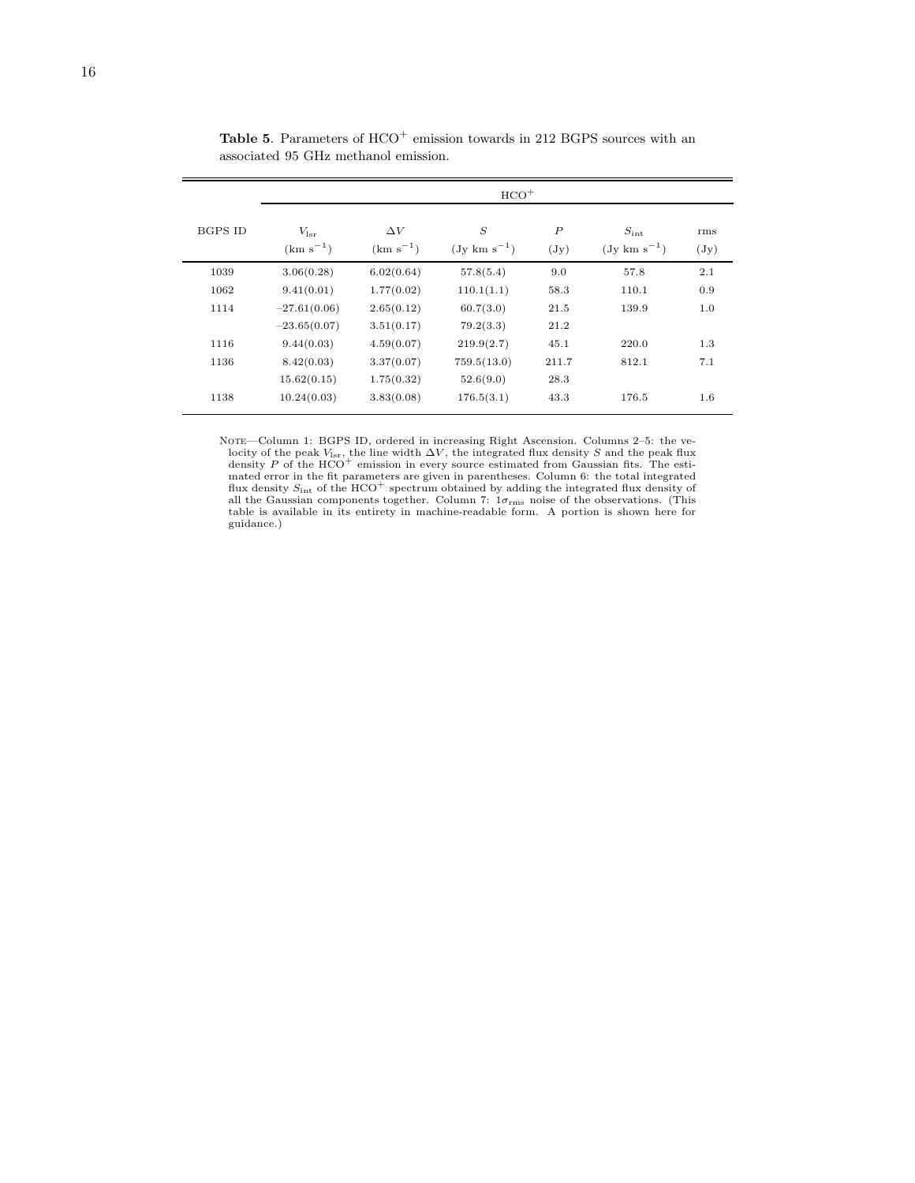**Table 5**. Parameters of $HCO^+$ emission towards in 212 BGPS sources with an associated 95 GHz methanol emission.

| | $HCO^+$ | | | | | |
|---|---|---|---|---|---|---|
| BGPS ID | $V_{\rm lsr}$ (km s$^{-1}$) | $\Delta V$ (km s$^{-1}$) | $S$ (Jy km s$^{-1}$) | $P$ (Jy) | $S_{\rm int}$ (Jy km s$^{-1}$) | rms (Jy) |
| 1039 | 3.06(0.28) | 6.02(0.64) | 57.8(5.4) | 9.0 | 57.8 | 2.1 |
| 1062 | 9.41(0.01) | 1.77(0.02) | 110.1(1.1) | 58.3 | 110.1 | 0.9 |
| 1114 | −27.61(0.06) | 2.65(0.12) | 60.7(3.0) | 21.5 | 139.9 | 1.0 |
| | −23.65(0.07) | 3.51(0.17) | 79.2(3.3) | 21.2 | | |
| 1116 | 9.44(0.03) | 4.59(0.07) | 219.9(2.7) | 45.1 | 220.0 | 1.3 |
| 1136 | 8.42(0.03) | 3.37(0.07) | 759.5(13.0) | 211.7 | 812.1 | 7.1 |
| | 15.62(0.15) | 1.75(0.32) | 52.6(9.0) | 28.3 | | |
| 1138 | 10.24(0.03) | 3.83(0.08) | 176.5(3.1) | 43.3 | 176.5 | 1.6 |

Note—Column 1: BGPS ID, ordered in increasing Right Ascension. Columns 2–5: the velocity of the peak $V_{\rm lsr}$, the line width $\Delta V$, the integrated flux density $S$ and the peak flux density $P$ of the $HCO^+$ emission in every source estimated from Gaussian fits. The estimated error in the fit parameters are given in parentheses. Column 6: the total integrated flux density $S_{\rm int}$ of the $HCO^+$ spectrum obtained by adding the integrated flux density of all the Gaussian components together. Column 7: $1\sigma_{\rm rms}$ noise of the observations. (This table is available in its entirety in machine-readable form. A portion is shown here for guidance.)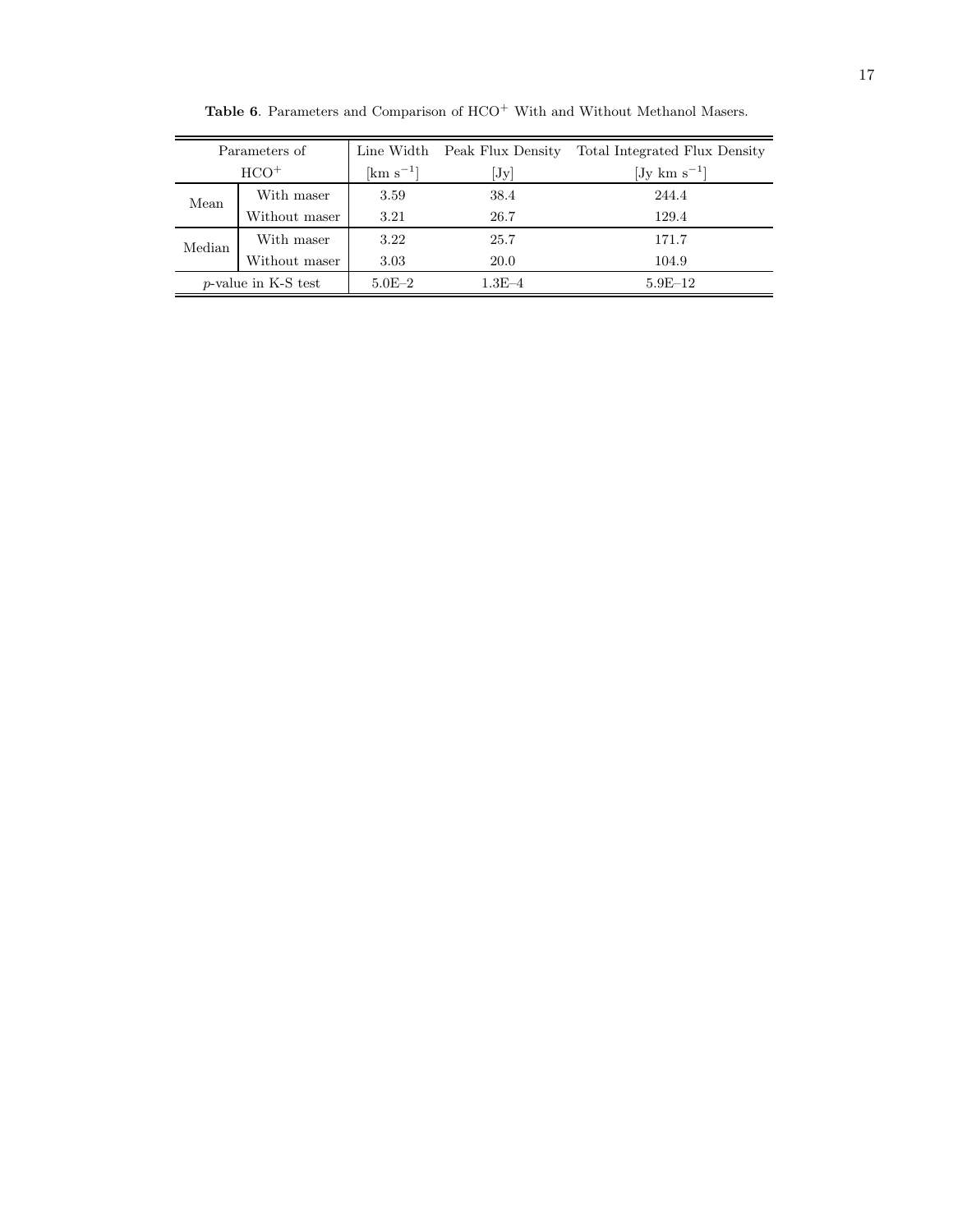**Table 6**. Parameters and Comparison of $HCO^+$ With and Without Methanol Masers.

| Parameters of $HCO^+$ | | Line Width [km s$^{-1}$] | Peak Flux Density [Jy] | Total Integrated Flux Density [Jy km s$^{-1}$] |
|---|---|---|---|---|
| Mean | With maser | 3.59 | 38.4 | 244.4 |
| | Without maser | 3.21 | 26.7 | 129.4 |
| Median | With maser | 3.22 | 25.7 | 171.7 |
| | Without maser | 3.03 | 20.0 | 104.9 |
| *p*-value in K-S test | | 5.0E–2 | 1.3E–4 | 5.9E–12 |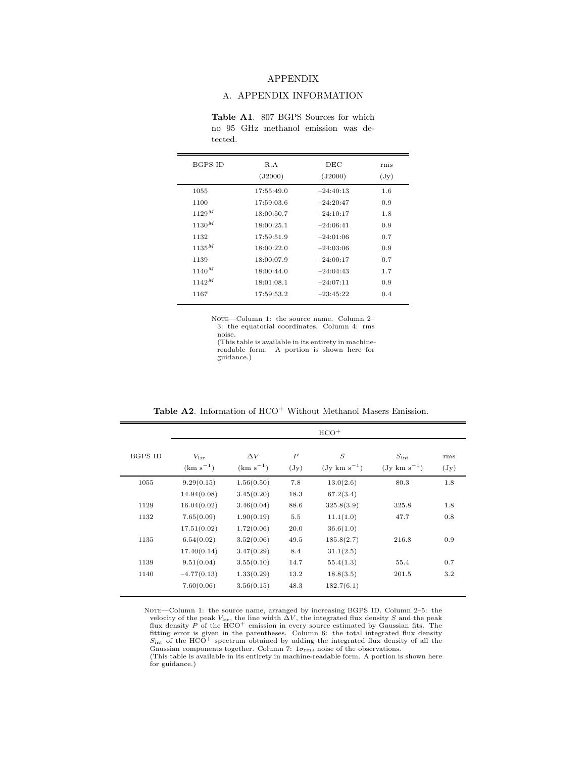# APPENDIX

## A. APPENDIX INFORMATION

**Table A1**. 807 BGPS Sources for which no 95 GHz methanol emission was detected.

| BGPS ID | R.A (J2000) | DEC (J2000) | rms (Jy) |
|---|---|---|---|
| 1055 | 17:55:49.0 | –24:40:13 | 1.6 |
| 1100 | 17:59:03.6 | –24:20:47 | 0.9 |
| $1129^M$ | 18:00:50.7 | –24:10:17 | 1.8 |
| $1130^M$ | 18:00:25.1 | –24:06:41 | 0.9 |
| 1132 | 17:59:51.9 | –24:01:06 | 0.7 |
| $1135^M$ | 18:00:22.0 | –24:03:06 | 0.9 |
| 1139 | 18:00:07.9 | –24:00:17 | 0.7 |
| $1140^M$ | 18:00:44.0 | –24:04:43 | 1.7 |
| $1142^M$ | 18:01:08.1 | –24:07:11 | 0.9 |
| 1167 | 17:59:53.2 | –23:45:22 | 0.4 |

Note—Column 1: the source name. Column 2–3: the equatorial coordinates. Column 4: rms noise.
(This table is available in its entirety in machine-readable form. A portion is shown here for guidance.)

**Table A2**. Information of $HCO^+$ Without Methanol Masers Emission.

| | $HCO^+$ | | | | | |
|---|---|---|---|---|---|---|
| BGPS ID | $V_{\rm lsr}$ (km s$^{-1}$) | $\Delta V$ (km s$^{-1}$) | $P$ (Jy) | $S$ (Jy km s$^{-1}$) | $S_{\rm int}$ (Jy km s$^{-1}$) | rms (Jy) |
| 1055 | 9.29(0.15) | 1.56(0.50) | 7.8 | 13.0(2.6) | 80.3 | 1.8 |
| | 14.94(0.08) | 3.45(0.20) | 18.3 | 67.2(3.4) | | |
| 1129 | 16.04(0.02) | 3.46(0.04) | 88.6 | 325.8(3.9) | 325.8 | 1.8 |
| 1132 | 7.65(0.09) | 1.90(0.19) | 5.5 | 11.1(1.0) | 47.7 | 0.8 |
| | 17.51(0.02) | 1.72(0.06) | 20.0 | 36.6(1.0) | | |
| 1135 | 6.54(0.02) | 3.52(0.06) | 49.5 | 185.8(2.7) | 216.8 | 0.9 |
| | 17.40(0.14) | 3.47(0.29) | 8.4 | 31.1(2.5) | | |
| 1139 | 9.51(0.04) | 3.55(0.10) | 14.7 | 55.4(1.3) | 55.4 | 0.7 |
| 1140 | –4.77(0.13) | 1.33(0.29) | 13.2 | 18.8(3.5) | 201.5 | 3.2 |
| | 7.60(0.06) | 3.56(0.15) | 48.3 | 182.7(6.1) | | |

Note—Column 1: the source name, arranged by increasing BGPS ID. Column 2–5: the velocity of the peak $V_{\rm lsr}$, the line width $\Delta V$, the integrated flux density $S$ and the peak flux density $P$ of the $HCO^+$ emission in every source estimated by Gaussian fits. The fitting error is given in the parentheses. Column 6: the total integrated flux density $S_{\rm int}$ of the $HCO^+$ spectrum obtained by adding the integrated flux density of all the Gaussian components together. Column 7: $1\sigma_{\rm rms}$ noise of the observations.
(This table is available in its entirety in machine-readable form. A portion is shown here for guidance.)